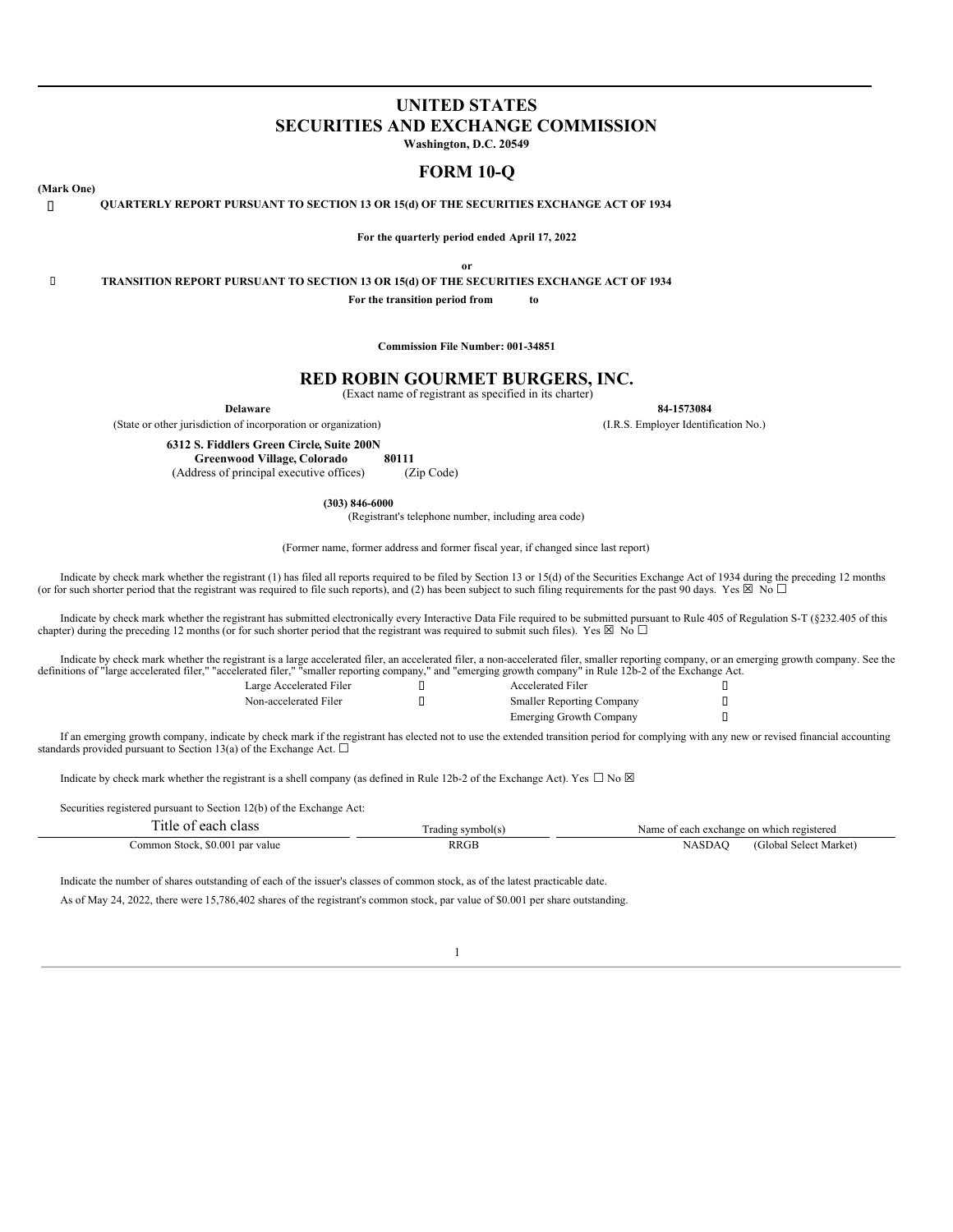# UNITED STATES
# SECURITIES AND EXCHANGE COMMISSION

**Washington, D.C. 20549**

## FORM 10-Q

**(Mark One)**

☒ **QUARTERLY REPORT PURSUANT TO SECTION 13 OR 15(d) OF THE SECURITIES EXCHANGE ACT OF 1934**

**For the quarterly period ended April 17, 2022**

**or**

☐ **TRANSITION REPORT PURSUANT TO SECTION 13 OR 15(d) OF THE SECURITIES EXCHANGE ACT OF 1934**

**For the transition period from to**

**Commission File Number: 001-34851**

## RED ROBIN GOURMET BURGERS, INC.

(Exact name of registrant as specified in its charter)

| **Delaware** | **84-1573084** |
|---|---|
| (State or other jurisdiction of incorporation or organization) | (I.R.S. Employer Identification No.) |

| **6312 S. Fiddlers Green Circle, Suite 200N Greenwood Village, Colorado** | **80111** |
|---|---|
| (Address of principal executive offices) | (Zip Code) |

**(303) 846-6000**
(Registrant's telephone number, including area code)

(Former name, former address and former fiscal year, if changed since last report)

Indicate by check mark whether the registrant (1) has filed all reports required to be filed by Section 13 or 15(d) of the Securities Exchange Act of 1934 during the preceding 12 months (or for such shorter period that the registrant was required to file such reports), and (2) has been subject to such filing requirements for the past 90 days. Yes ☒ No ☐

Indicate by check mark whether the registrant has submitted electronically every Interactive Data File required to be submitted pursuant to Rule 405 of Regulation S-T (§232.405 of this chapter) during the preceding 12 months (or for such shorter period that the registrant was required to submit such files). Yes ☒ No ☐

Indicate by check mark whether the registrant is a large accelerated filer, an accelerated filer, a non-accelerated filer, smaller reporting company, or an emerging growth company. See the definitions of "large accelerated filer," "accelerated filer," "smaller reporting company," and "emerging growth company" in Rule 12b-2 of the Exchange Act.

| | | | |
|---|---|---|---|
| Large Accelerated Filer | ☐ | Accelerated Filer | ☒ |
| Non-accelerated Filer | ☐ | Smaller Reporting Company | ☐ |
| | | Emerging Growth Company | ☐ |

If an emerging growth company, indicate by check mark if the registrant has elected not to use the extended transition period for complying with any new or revised financial accounting standards provided pursuant to Section 13(a) of the Exchange Act. ☐

Indicate by check mark whether the registrant is a shell company (as defined in Rule 12b-2 of the Exchange Act). Yes ☐ No ☒

Securities registered pursuant to Section 12(b) of the Exchange Act:

| Title of each class | Trading symbol(s) | Name of each exchange on which registered |
|---|---|---|
| Common Stock, $0.001 par value | RRGB | NASDAQ (Global Select Market) |

Indicate the number of shares outstanding of each of the issuer's classes of common stock, as of the latest practicable date.

As of May 24, 2022, there were 15,786,402 shares of the registrant's common stock, par value of $0.001 per share outstanding.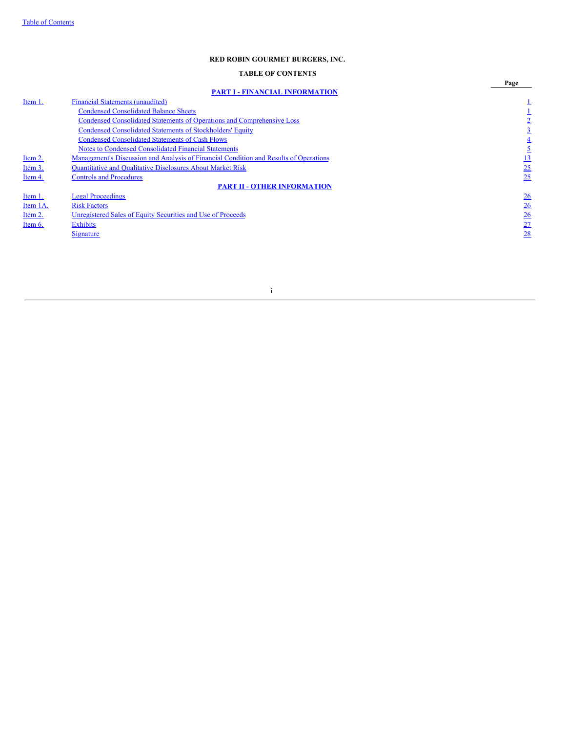**RED ROBIN GOURMET BURGERS, INC.**

**TABLE OF CONTENTS**

| | | Page |
|---|---|---|
| | **PART I - FINANCIAL INFORMATION** | |
| Item 1. | Financial Statements (unaudited) | 1 |
| | Condensed Consolidated Balance Sheets | 1 |
| | Condensed Consolidated Statements of Operations and Comprehensive Loss | 2 |
| | Condensed Consolidated Statements of Stockholders' Equity | 3 |
| | Condensed Consolidated Statements of Cash Flows | 4 |
| | Notes to Condensed Consolidated Financial Statements | 5 |
| Item 2. | Management's Discussion and Analysis of Financial Condition and Results of Operations | 13 |
| Item 3. | Quantitative and Qualitative Disclosures About Market Risk | 25 |
| Item 4. | Controls and Procedures | 25 |
| | **PART II - OTHER INFORMATION** | |
| Item 1. | Legal Proceedings | 26 |
| Item 1A. | Risk Factors | 26 |
| Item 2. | Unregistered Sales of Equity Securities and Use of Proceeds | 26 |
| Item 6. | Exhibits | 27 |
| | Signature | 28 |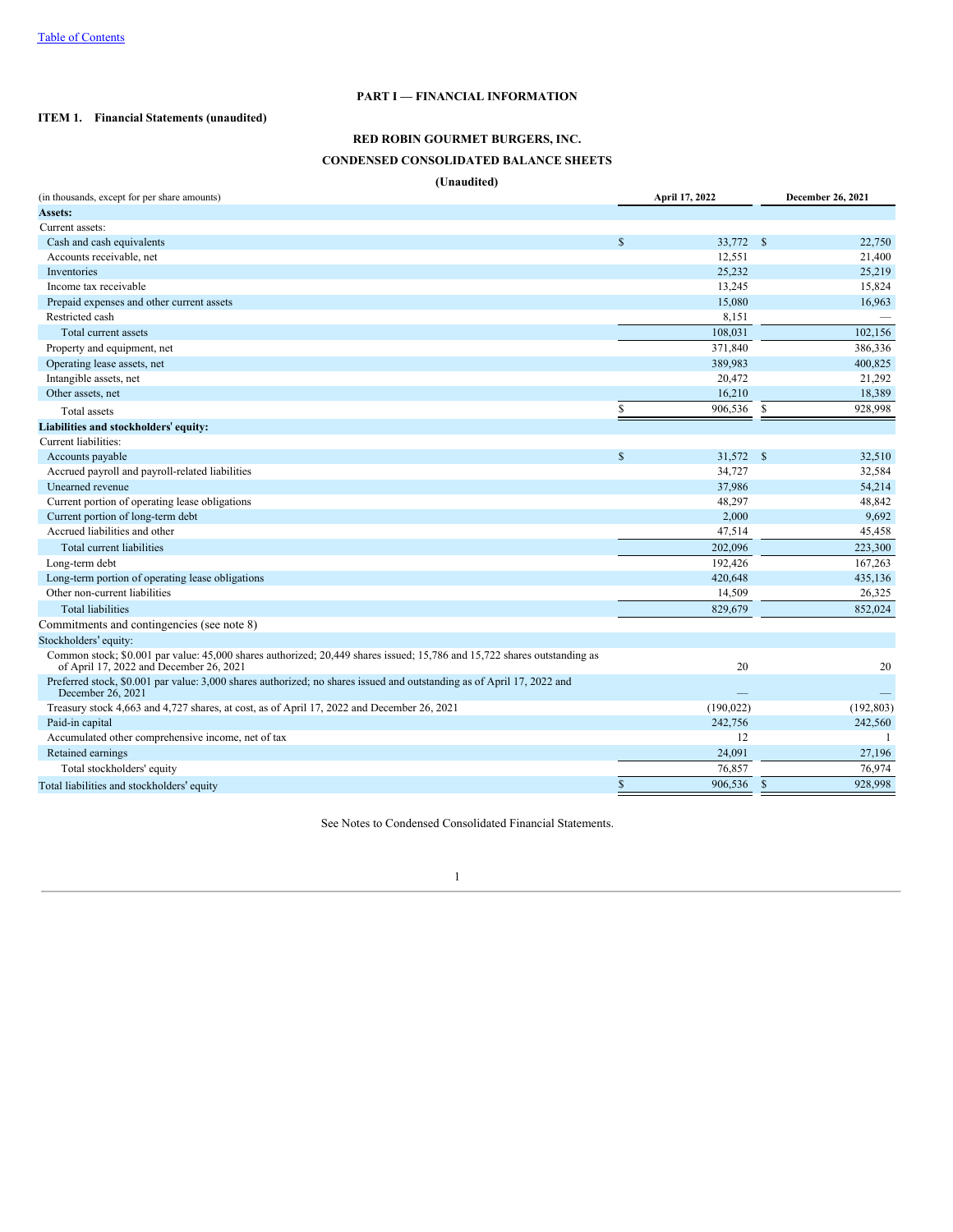# PART I — FINANCIAL INFORMATION

## ITEM 1. Financial Statements (unaudited)

### RED ROBIN GOURMET BURGERS, INC.

### CONDENSED CONSOLIDATED BALANCE SHEETS

**(Unaudited)**

| (in thousands, except for per share amounts) | April 17, 2022 | December 26, 2021 |
|---|---|---|
| **Assets:** | | |
| Current assets: | | |
| Cash and cash equivalents | $ 33,772 | $ 22,750 |
| Accounts receivable, net | 12,551 | 21,400 |
| Inventories | 25,232 | 25,219 |
| Income tax receivable | 13,245 | 15,824 |
| Prepaid expenses and other current assets | 15,080 | 16,963 |
| Restricted cash | 8,151 | — |
| Total current assets | 108,031 | 102,156 |
| Property and equipment, net | 371,840 | 386,336 |
| Operating lease assets, net | 389,983 | 400,825 |
| Intangible assets, net | 20,472 | 21,292 |
| Other assets, net | 16,210 | 18,389 |
| Total assets | $ 906,536 | $ 928,998 |
| **Liabilities and stockholders' equity:** | | |
| Current liabilities: | | |
| Accounts payable | $ 31,572 | $ 32,510 |
| Accrued payroll and payroll-related liabilities | 34,727 | 32,584 |
| Unearned revenue | 37,986 | 54,214 |
| Current portion of operating lease obligations | 48,297 | 48,842 |
| Current portion of long-term debt | 2,000 | 9,692 |
| Accrued liabilities and other | 47,514 | 45,458 |
| Total current liabilities | 202,096 | 223,300 |
| Long-term debt | 192,426 | 167,263 |
| Long-term portion of operating lease obligations | 420,648 | 435,136 |
| Other non-current liabilities | 14,509 | 26,325 |
| Total liabilities | 829,679 | 852,024 |
| Commitments and contingencies (see note 8) | | |
| Stockholders' equity: | | |
| Common stock; $0.001 par value: 45,000 shares authorized; 20,449 shares issued; 15,786 and 15,722 shares outstanding as of April 17, 2022 and December 26, 2021 | 20 | 20 |
| Preferred stock, $0.001 par value: 3,000 shares authorized; no shares issued and outstanding as of April 17, 2022 and December 26, 2021 | — | — |
| Treasury stock 4,663 and 4,727 shares, at cost, as of April 17, 2022 and December 26, 2021 | (190,022) | (192,803) |
| Paid-in capital | 242,756 | 242,560 |
| Accumulated other comprehensive income, net of tax | 12 | 1 |
| Retained earnings | 24,091 | 27,196 |
| Total stockholders' equity | 76,857 | 76,974 |
| Total liabilities and stockholders' equity | $ 906,536 | $ 928,998 |

See Notes to Condensed Consolidated Financial Statements.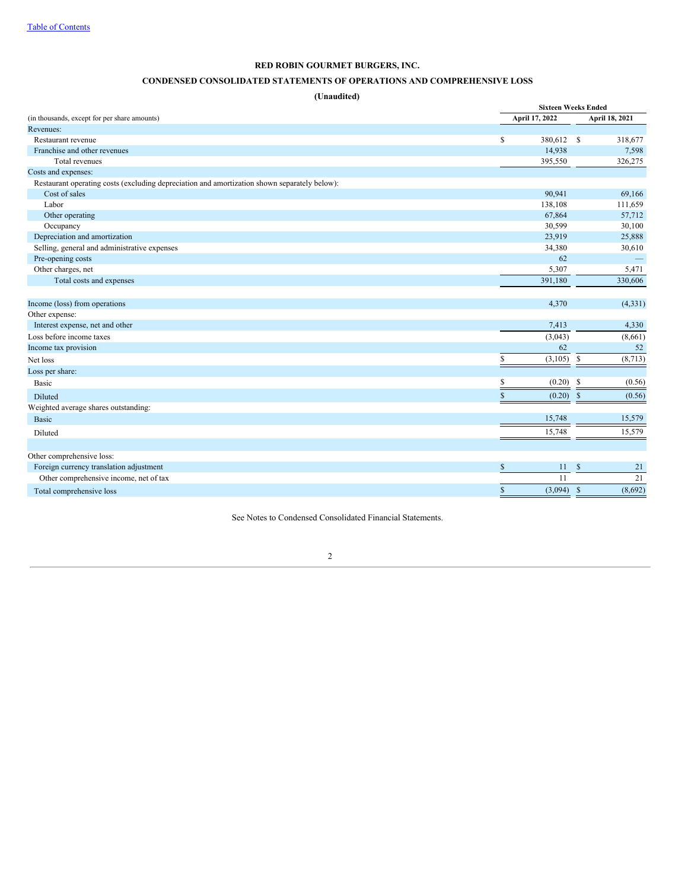Table of Contents

# RED ROBIN GOURMET BURGERS, INC.

## CONDENSED CONSOLIDATED STATEMENTS OF OPERATIONS AND COMPREHENSIVE LOSS

**(Unaudited)**

| (in thousands, except for per share amounts) | Sixteen Weeks Ended April 17, 2022 | Sixteen Weeks Ended April 18, 2021 |
|---|---|---|
| Revenues: | | |
| Restaurant revenue | $ 380,612 | $ 318,677 |
| Franchise and other revenues | 14,938 | 7,598 |
| Total revenues | 395,550 | 326,275 |
| Costs and expenses: | | |
| Restaurant operating costs (excluding depreciation and amortization shown separately below): | | |
| Cost of sales | 90,941 | 69,166 |
| Labor | 138,108 | 111,659 |
| Other operating | 67,864 | 57,712 |
| Occupancy | 30,599 | 30,100 |
| Depreciation and amortization | 23,919 | 25,888 |
| Selling, general and administrative expenses | 34,380 | 30,610 |
| Pre-opening costs | 62 | — |
| Other charges, net | 5,307 | 5,471 |
| Total costs and expenses | 391,180 | 330,606 |
| | | |
| Income (loss) from operations | 4,370 | (4,331) |
| Other expense: | | |
| Interest expense, net and other | 7,413 | 4,330 |
| Loss before income taxes | (3,043) | (8,661) |
| Income tax provision | 62 | 52 |
| Net loss | $ (3,105) | $ (8,713) |
| Loss per share: | | |
| Basic | $ (0.20) | $ (0.56) |
| Diluted | $ (0.20) | $ (0.56) |
| Weighted average shares outstanding: | | |
| Basic | 15,748 | 15,579 |
| Diluted | 15,748 | 15,579 |
| | | |
| Other comprehensive loss: | | |
| Foreign currency translation adjustment | $ 11 | $ 21 |
| Other comprehensive income, net of tax | 11 | 21 |
| Total comprehensive loss | $ (3,094) | $ (8,692) |

See Notes to Condensed Consolidated Financial Statements.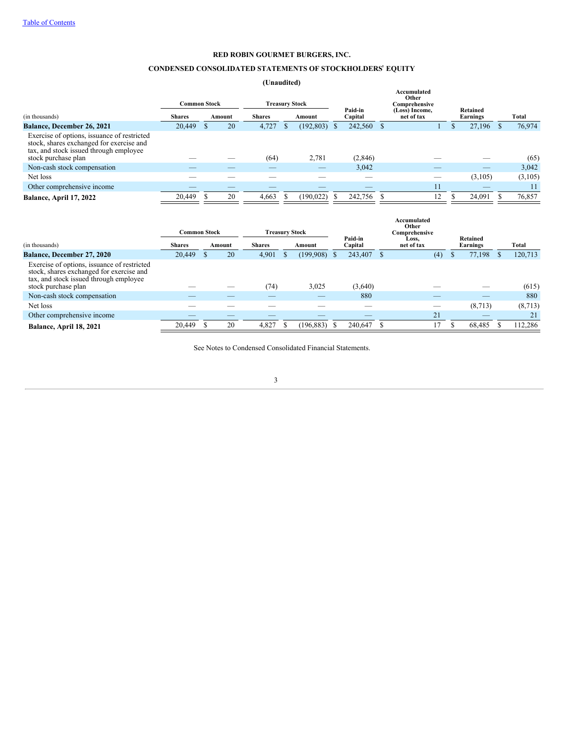Table of Contents

# RED ROBIN GOURMET BURGERS, INC.

## CONDENSED CONSOLIDATED STATEMENTS OF STOCKHOLDERS' EQUITY

**(Unaudited)**

| (in thousands) | Common Stock | | Treasury Stock | | Paid-in Capital | Accumulated Other Comprehensive (Loss) Income, net of tax | Retained Earnings | Total |
|---|---|---|---|---|---|---|---|---|
| | Shares | Amount | Shares | Amount | | | | |
| **Balance, December 26, 2021** | 20,449 | $ 20 | 4,727 | $ (192,803) | $ 242,560 | $ 1 | $ 27,196 | $ 76,974 |
| Exercise of options, issuance of restricted stock, shares exchanged for exercise and tax, and stock issued through employee stock purchase plan | — | — | (64) | 2,781 | (2,846) | — | — | (65) |
| Non-cash stock compensation | — | — | — | — | 3,042 | — | — | 3,042 |
| Net loss | — | — | — | — | — | — | (3,105) | (3,105) |
| Other comprehensive income | — | — | — | — | — | 11 | — | 11 |
| **Balance, April 17, 2022** | 20,449 | $ 20 | 4,663 | $ (190,022) | $ 242,756 | $ 12 | $ 24,091 | $ 76,857 |

| (in thousands) | Common Stock | | Treasury Stock | | Paid-in Capital | Accumulated Other Comprehensive Loss, net of tax | Retained Earnings | Total |
|---|---|---|---|---|---|---|---|---|
| | Shares | Amount | Shares | Amount | | | | |
| **Balance, December 27, 2020** | 20,449 | $ 20 | 4,901 | $ (199,908) | $ 243,407 | $ (4) | $ 77,198 | $ 120,713 |
| Exercise of options, issuance of restricted stock, shares exchanged for exercise and tax, and stock issued through employee stock purchase plan | — | — | (74) | 3,025 | (3,640) | — | — | (615) |
| Non-cash stock compensation | — | — | — | — | 880 | — | — | 880 |
| Net loss | — | — | — | — | — | — | (8,713) | (8,713) |
| Other comprehensive income | — | — | — | — | — | 21 | — | 21 |
| **Balance, April 18, 2021** | 20,449 | $ 20 | 4,827 | $ (196,883) | $ 240,647 | $ 17 | $ 68,485 | $ 112,286 |

See Notes to Condensed Consolidated Financial Statements.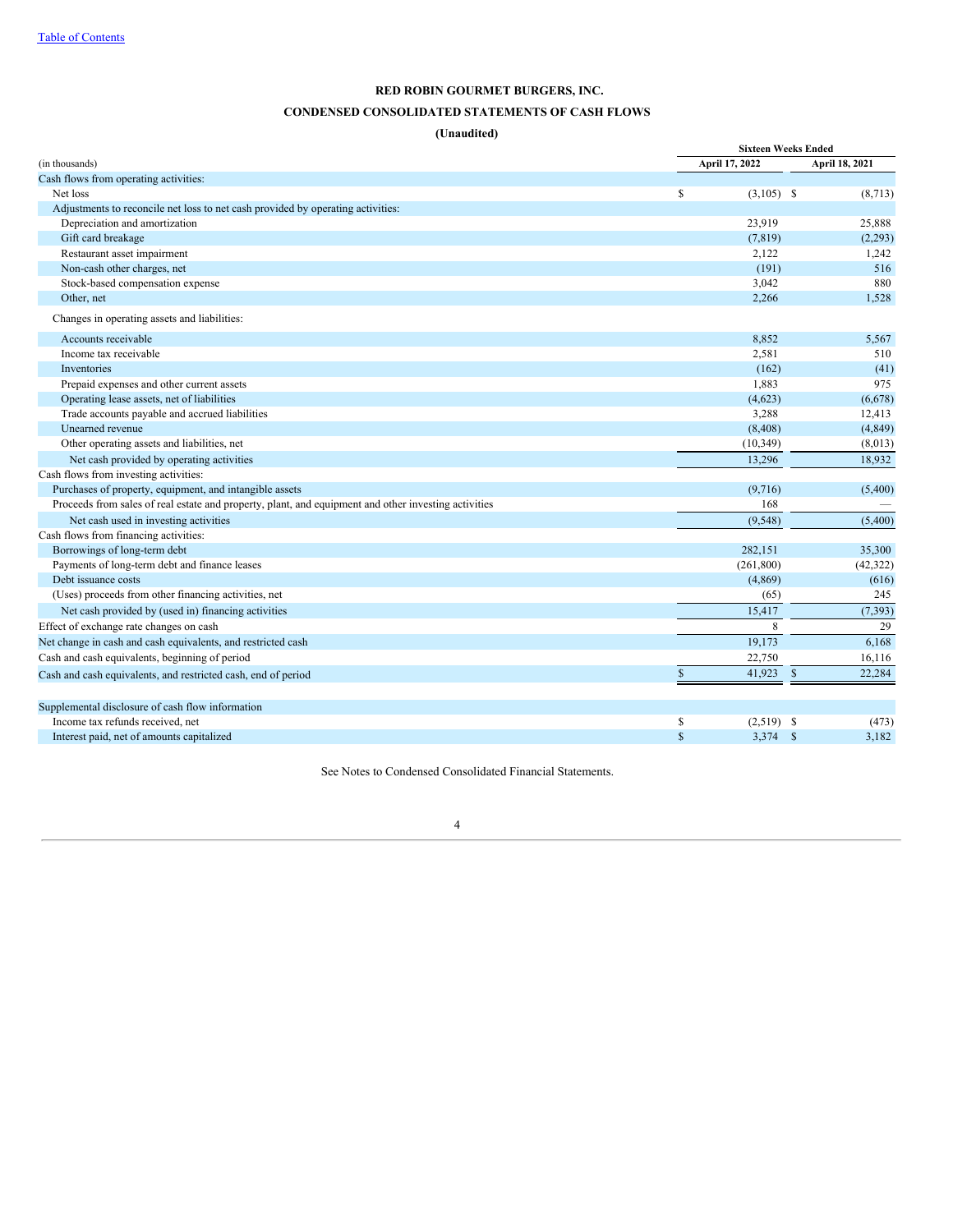# RED ROBIN GOURMET BURGERS, INC.

## CONDENSED CONSOLIDATED STATEMENTS OF CASH FLOWS

**(Unaudited)**

| (in thousands) | Sixteen Weeks Ended April 17, 2022 | Sixteen Weeks Ended April 18, 2021 |
|---|---|---|
| Cash flows from operating activities: | | |
| Net loss | $ (3,105) | $ (8,713) |
| Adjustments to reconcile net loss to net cash provided by operating activities: | | |
| Depreciation and amortization | 23,919 | 25,888 |
| Gift card breakage | (7,819) | (2,293) |
| Restaurant asset impairment | 2,122 | 1,242 |
| Non-cash other charges, net | (191) | 516 |
| Stock-based compensation expense | 3,042 | 880 |
| Other, net | 2,266 | 1,528 |
| Changes in operating assets and liabilities: | | |
| Accounts receivable | 8,852 | 5,567 |
| Income tax receivable | 2,581 | 510 |
| Inventories | (162) | (41) |
| Prepaid expenses and other current assets | 1,883 | 975 |
| Operating lease assets, net of liabilities | (4,623) | (6,678) |
| Trade accounts payable and accrued liabilities | 3,288 | 12,413 |
| Unearned revenue | (8,408) | (4,849) |
| Other operating assets and liabilities, net | (10,349) | (8,013) |
| Net cash provided by operating activities | 13,296 | 18,932 |
| Cash flows from investing activities: | | |
| Purchases of property, equipment, and intangible assets | (9,716) | (5,400) |
| Proceeds from sales of real estate and property, plant, and equipment and other investing activities | 168 | — |
| Net cash used in investing activities | (9,548) | (5,400) |
| Cash flows from financing activities: | | |
| Borrowings of long-term debt | 282,151 | 35,300 |
| Payments of long-term debt and finance leases | (261,800) | (42,322) |
| Debt issuance costs | (4,869) | (616) |
| (Uses) proceeds from other financing activities, net | (65) | 245 |
| Net cash provided by (used in) financing activities | 15,417 | (7,393) |
| Effect of exchange rate changes on cash | 8 | 29 |
| Net change in cash and cash equivalents, and restricted cash | 19,173 | 6,168 |
| Cash and cash equivalents, beginning of period | 22,750 | 16,116 |
| Cash and cash equivalents, and restricted cash, end of period | $ 41,923 | $ 22,284 |
| | | |
| Supplemental disclosure of cash flow information | | |
| Income tax refunds received, net | $ (2,519) | $ (473) |
| Interest paid, net of amounts capitalized | $ 3,374 | $ 3,182 |

See Notes to Condensed Consolidated Financial Statements.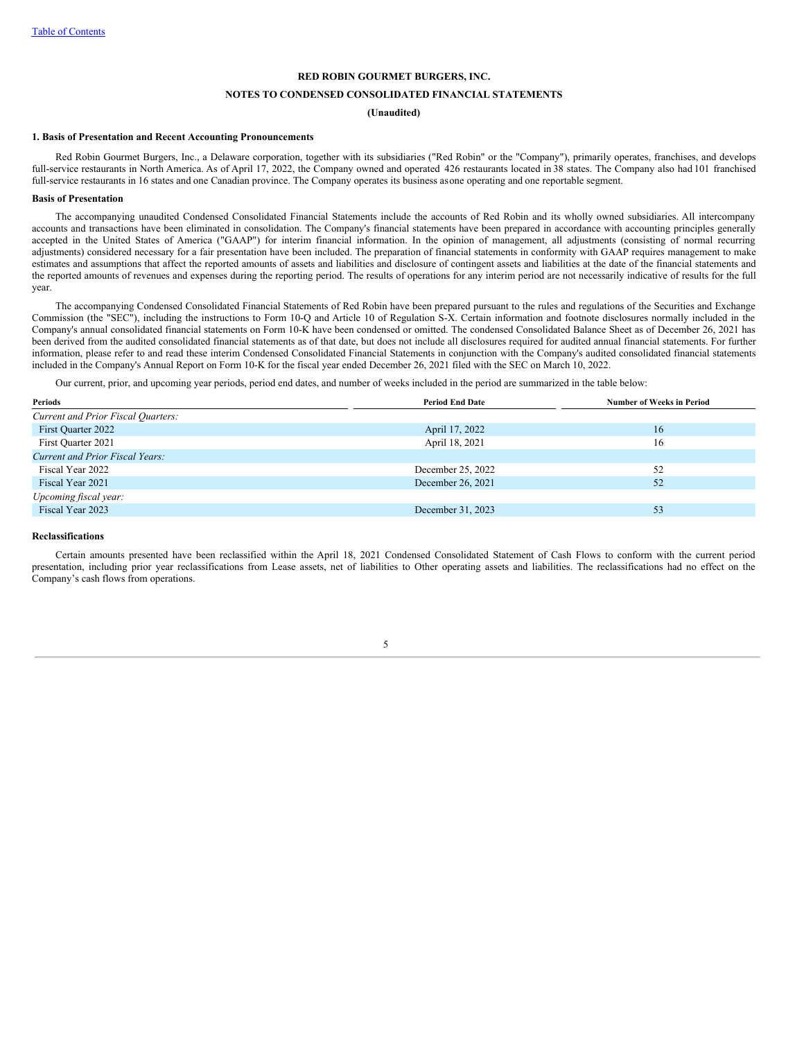**RED ROBIN GOURMET BURGERS, INC.**

**NOTES TO CONDENSED CONSOLIDATED FINANCIAL STATEMENTS**

**(Unaudited)**

**1. Basis of Presentation and Recent Accounting Pronouncements**

Red Robin Gourmet Burgers, Inc., a Delaware corporation, together with its subsidiaries ("Red Robin" or the "Company"), primarily operates, franchises, and develops full-service restaurants in North America. As of April 17, 2022, the Company owned and operated 426 restaurants located in 38 states. The Company also had 101 franchised full-service restaurants in 16 states and one Canadian province. The Company operates its business as one operating and one reportable segment.

**Basis of Presentation**

The accompanying unaudited Condensed Consolidated Financial Statements include the accounts of Red Robin and its wholly owned subsidiaries. All intercompany accounts and transactions have been eliminated in consolidation. The Company's financial statements have been prepared in accordance with accounting principles generally accepted in the United States of America ("GAAP") for interim financial information. In the opinion of management, all adjustments (consisting of normal recurring adjustments) considered necessary for a fair presentation have been included. The preparation of financial statements in conformity with GAAP requires management to make estimates and assumptions that affect the reported amounts of assets and liabilities and disclosure of contingent assets and liabilities at the date of the financial statements and the reported amounts of revenues and expenses during the reporting period. The results of operations for any interim period are not necessarily indicative of results for the full year.

The accompanying Condensed Consolidated Financial Statements of Red Robin have been prepared pursuant to the rules and regulations of the Securities and Exchange Commission (the "SEC"), including the instructions to Form 10-Q and Article 10 of Regulation S-X. Certain information and footnote disclosures normally included in the Company's annual consolidated financial statements on Form 10-K have been condensed or omitted. The condensed Consolidated Balance Sheet as of December 26, 2021 has been derived from the audited consolidated financial statements as of that date, but does not include all disclosures required for audited annual financial statements. For further information, please refer to and read these interim Condensed Consolidated Financial Statements in conjunction with the Company's audited consolidated financial statements included in the Company's Annual Report on Form 10-K for the fiscal year ended December 26, 2021 filed with the SEC on March 10, 2022.

Our current, prior, and upcoming year periods, period end dates, and number of weeks included in the period are summarized in the table below:

| Periods | Period End Date | Number of Weeks in Period |
|---|---|---|
| *Current and Prior Fiscal Quarters:* | | |
| First Quarter 2022 | April 17, 2022 | 16 |
| First Quarter 2021 | April 18, 2021 | 16 |
| *Current and Prior Fiscal Years:* | | |
| Fiscal Year 2022 | December 25, 2022 | 52 |
| Fiscal Year 2021 | December 26, 2021 | 52 |
| *Upcoming fiscal year:* | | |
| Fiscal Year 2023 | December 31, 2023 | 53 |

**Reclassifications**

Certain amounts presented have been reclassified within the April 18, 2021 Condensed Consolidated Statement of Cash Flows to conform with the current period presentation, including prior year reclassifications from Lease assets, net of liabilities to Other operating assets and liabilities. The reclassifications had no effect on the Company's cash flows from operations.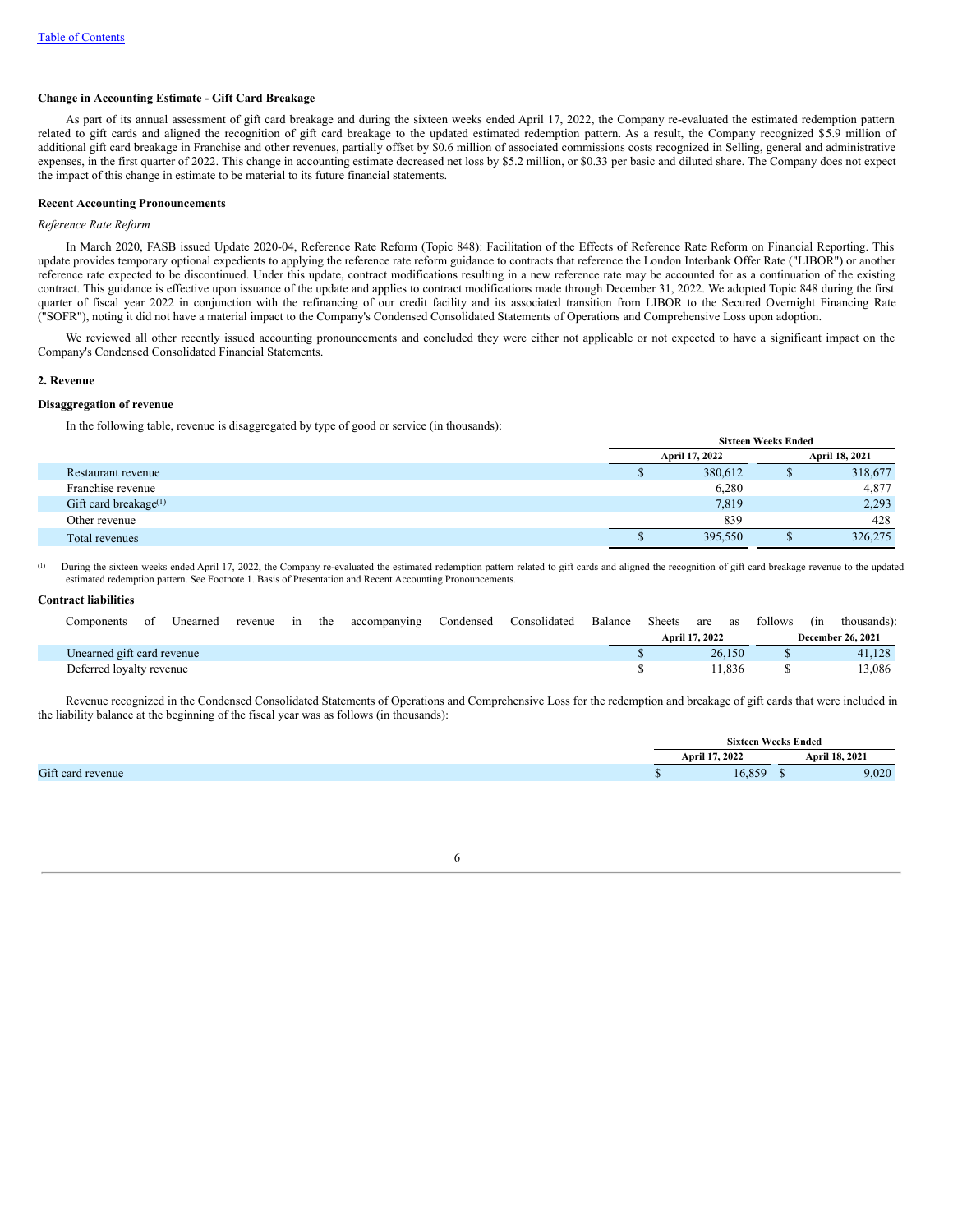**Change in Accounting Estimate - Gift Card Breakage**

As part of its annual assessment of gift card breakage and during the sixteen weeks ended April 17, 2022, the Company re-evaluated the estimated redemption pattern related to gift cards and aligned the recognition of gift card breakage to the updated estimated redemption pattern. As a result, the Company recognized $5.9 million of additional gift card breakage in Franchise and other revenues, partially offset by $0.6 million of associated commissions costs recognized in Selling, general and administrative expenses, in the first quarter of 2022. This change in accounting estimate decreased net loss by $5.2 million, or $0.33 per basic and diluted share. The Company does not expect the impact of this change in estimate to be material to its future financial statements.

**Recent Accounting Pronouncements**

*Reference Rate Reform*

In March 2020, FASB issued Update 2020-04, Reference Rate Reform (Topic 848): Facilitation of the Effects of Reference Rate Reform on Financial Reporting. This update provides temporary optional expedients to applying the reference rate reform guidance to contracts that reference the London Interbank Offer Rate ("LIBOR") or another reference rate expected to be discontinued. Under this update, contract modifications resulting in a new reference rate may be accounted for as a continuation of the existing contract. This guidance is effective upon issuance of the update and applies to contract modifications made through December 31, 2022. We adopted Topic 848 during the first quarter of fiscal year 2022 in conjunction with the refinancing of our credit facility and its associated transition from LIBOR to the Secured Overnight Financing Rate ("SOFR"), noting it did not have a material impact to the Company's Condensed Consolidated Statements of Operations and Comprehensive Loss upon adoption.

We reviewed all other recently issued accounting pronouncements and concluded they were either not applicable or not expected to have a significant impact on the Company's Condensed Consolidated Financial Statements.

**2. Revenue**

**Disaggregation of revenue**

In the following table, revenue is disaggregated by type of good or service (in thousands):

| | Sixteen Weeks Ended | |
|---|---|---|
| | April 17, 2022 | April 18, 2021 |
| Restaurant revenue | $ 380,612 | $ 318,677 |
| Franchise revenue | 6,280 | 4,877 |
| Gift card breakage[1] | 7,819 | 2,293 |
| Other revenue | 839 | 428 |
| Total revenues | $ 395,550 | $ 326,275 |

[1] During the sixteen weeks ended April 17, 2022, the Company re-evaluated the estimated redemption pattern related to gift cards and aligned the recognition of gift card breakage revenue to the updated estimated redemption pattern. See Footnote 1. Basis of Presentation and Recent Accounting Pronouncements.

**Contract liabilities**

Components of Unearned revenue in the accompanying Condensed Consolidated Balance Sheets are as follows (in thousands):

| | April 17, 2022 | December 26, 2021 |
|---|---|---|
| Unearned gift card revenue | $ 26,150 | $ 41,128 |
| Deferred loyalty revenue | $ 11,836 | $ 13,086 |

Revenue recognized in the Condensed Consolidated Statements of Operations and Comprehensive Loss for the redemption and breakage of gift cards that were included in the liability balance at the beginning of the fiscal year was as follows (in thousands):

| | Sixteen Weeks Ended | |
|---|---|---|
| | April 17, 2022 | April 18, 2021 |
| Gift card revenue | $ 16,859 | $ 9,020 |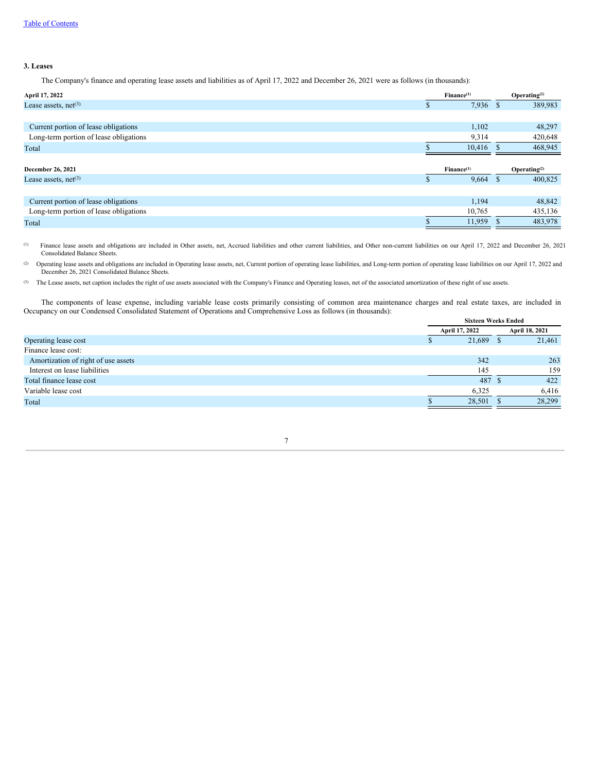Table of Contents

### 3. Leases

The Company's finance and operating lease assets and liabilities as of April 17, 2022 and December 26, 2021 were as follows (in thousands):

| April 17, 2022 | Finance[(1)] | Operating[(2)] |
|---|---|---|
| Lease assets, net[(3)] | $ 7,936 | $ 389,983 |
| | | |
| Current portion of lease obligations | 1,102 | 48,297 |
| Long-term portion of lease obligations | 9,314 | 420,648 |
| Total | $ 10,416 | $ 468,945 |

| December 26, 2021 | Finance[(1)] | Operating[(2)] |
|---|---|---|
| Lease assets, net[(3)] | $ 9,664 | $ 400,825 |
| | | |
| Current portion of lease obligations | 1,194 | 48,842 |
| Long-term portion of lease obligations | 10,765 | 435,136 |
| Total | $ 11,959 | $ 483,978 |

(1) Finance lease assets and obligations are included in Other assets, net, Accrued liabilities and other current liabilities, and Other non-current liabilities on our April 17, 2022 and December 26, 2021 Consolidated Balance Sheets.

(2) Operating lease assets and obligations are included in Operating lease assets, net, Current portion of operating lease liabilities, and Long-term portion of operating lease liabilities on our April 17, 2022 and December 26, 2021 Consolidated Balance Sheets.

(3) The Lease assets, net caption includes the right of use assets associated with the Company's Finance and Operating leases, net of the associated amortization of these right of use assets.

The components of lease expense, including variable lease costs primarily consisting of common area maintenance charges and real estate taxes, are included in Occupancy on our Condensed Consolidated Statement of Operations and Comprehensive Loss as follows (in thousands):

| | Sixteen Weeks Ended | |
|---|---|---|
| | April 17, 2022 | April 18, 2021 |
| Operating lease cost | $ 21,689 | $ 21,461 |
| Finance lease cost: | | |
| Amortization of right of use assets | 342 | 263 |
| Interest on lease liabilities | 145 | 159 |
| Total finance lease cost | 487 | $ 422 |
| Variable lease cost | 6,325 | 6,416 |
| Total | $ 28,501 | $ 28,299 |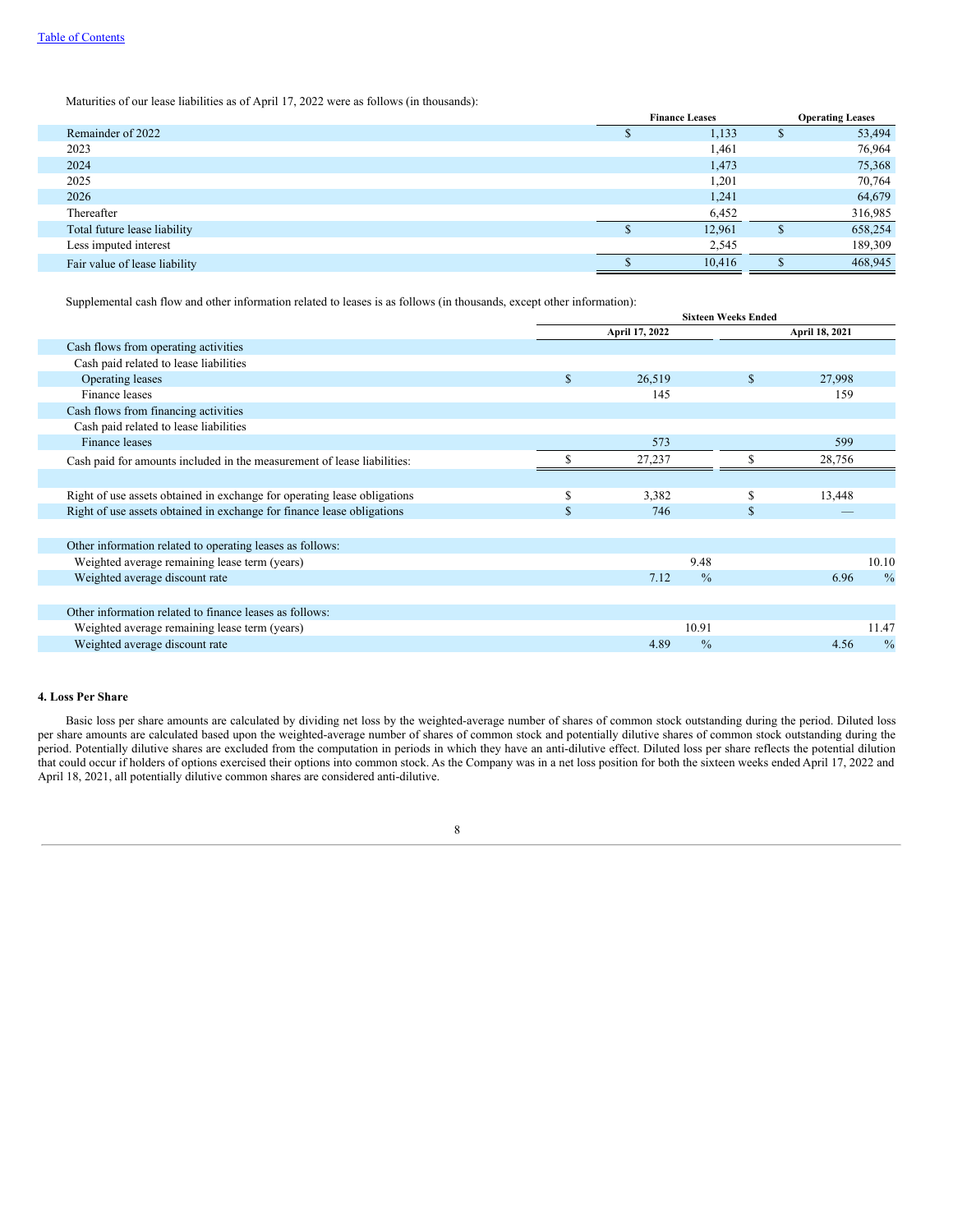Maturities of our lease liabilities as of April 17, 2022 were as follows (in thousands):

| | Finance Leases | Operating Leases |
|---|---|---|
| Remainder of 2022 | $ 1,133 | $ 53,494 |
| 2023 | 1,461 | 76,964 |
| 2024 | 1,473 | 75,368 |
| 2025 | 1,201 | 70,764 |
| 2026 | 1,241 | 64,679 |
| Thereafter | 6,452 | 316,985 |
| Total future lease liability | $ 12,961 | $ 658,254 |
| Less imputed interest | 2,545 | 189,309 |
| Fair value of lease liability | $ 10,416 | $ 468,945 |

Supplemental cash flow and other information related to leases is as follows (in thousands, except other information):

| | Sixteen Weeks Ended | |
|---|---|---|
| | April 17, 2022 | April 18, 2021 |
| Cash flows from operating activities | | |
| Cash paid related to lease liabilities | | |
| Operating leases | $ 26,519 | $ 27,998 |
| Finance leases | 145 | 159 |
| Cash flows from financing activities | | |
| Cash paid related to lease liabilities | | |
| Finance leases | 573 | 599 |
| Cash paid for amounts included in the measurement of lease liabilities: | $ 27,237 | $ 28,756 |
| | | |
| Right of use assets obtained in exchange for operating lease obligations | $ 3,382 | $ 13,448 |
| Right of use assets obtained in exchange for finance lease obligations | $ 746 | $ — |
| | | |
| Other information related to operating leases as follows: | | |
| Weighted average remaining lease term (years) | 9.48 | 10.10 |
| Weighted average discount rate | 7.12 % | 6.96 % |
| | | |
| Other information related to finance leases as follows: | | |
| Weighted average remaining lease term (years) | 10.91 | 11.47 |
| Weighted average discount rate | 4.89 % | 4.56 % |

**4. Loss Per Share**

Basic loss per share amounts are calculated by dividing net loss by the weighted-average number of shares of common stock outstanding during the period. Diluted loss per share amounts are calculated based upon the weighted-average number of shares of common stock and potentially dilutive shares of common stock outstanding during the period. Potentially dilutive shares are excluded from the computation in periods in which they have an anti-dilutive effect. Diluted loss per share reflects the potential dilution that could occur if holders of options exercised their options into common stock. As the Company was in a net loss position for both the sixteen weeks ended April 17, 2022 and April 18, 2021, all potentially dilutive common shares are considered anti-dilutive.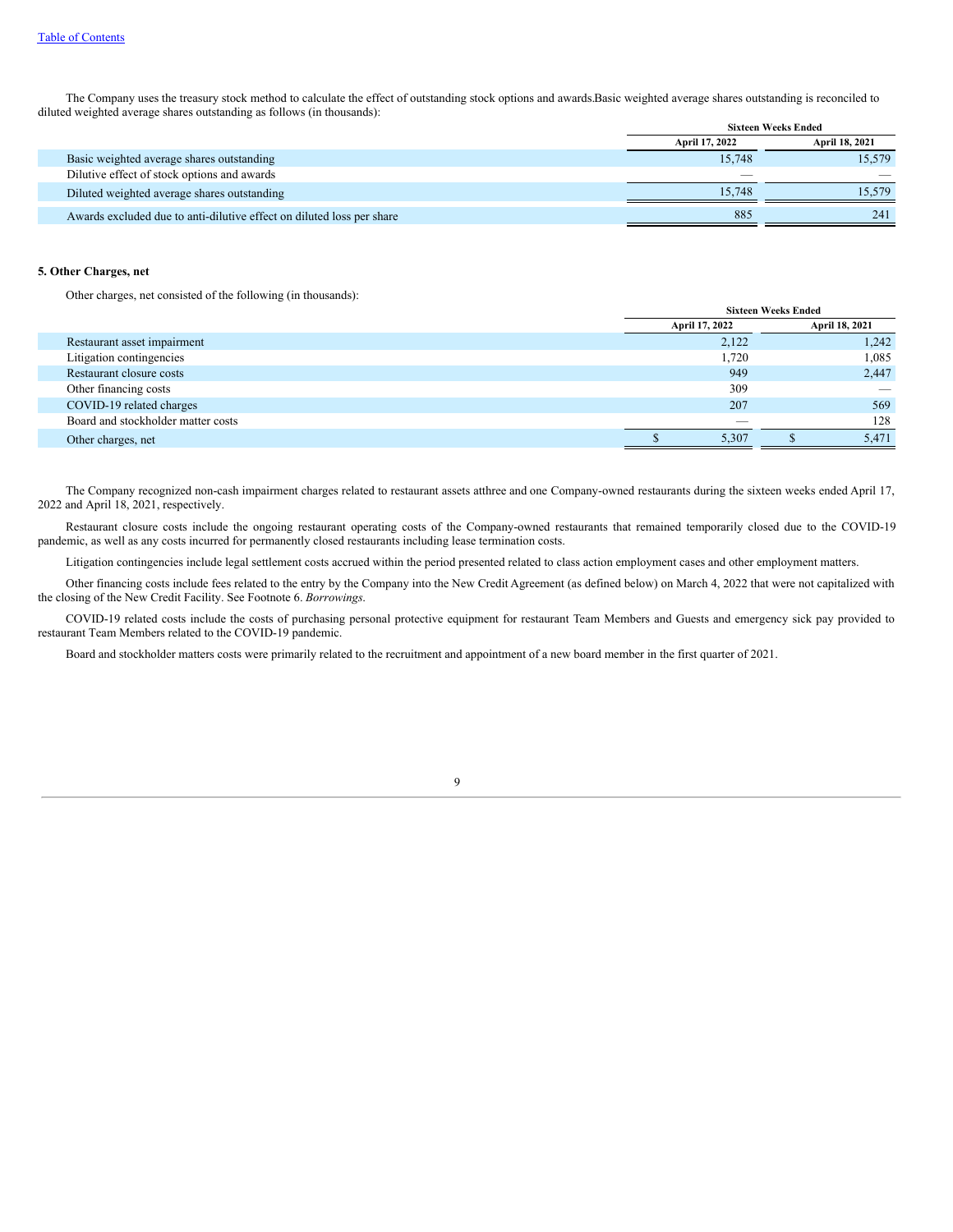The Company uses the treasury stock method to calculate the effect of outstanding stock options and awards.Basic weighted average shares outstanding is reconciled to diluted weighted average shares outstanding as follows (in thousands):

| | Sixteen Weeks Ended | |
|---|---|---|
| | April 17, 2022 | April 18, 2021 |
| Basic weighted average shares outstanding | 15,748 | 15,579 |
| Dilutive effect of stock options and awards | — | — |
| Diluted weighted average shares outstanding | 15,748 | 15,579 |
| Awards excluded due to anti-dilutive effect on diluted loss per share | 885 | 241 |

**5. Other Charges, net**

Other charges, net consisted of the following (in thousands):

| | Sixteen Weeks Ended | |
|---|---|---|
| | April 17, 2022 | April 18, 2021 |
| Restaurant asset impairment | 2,122 | 1,242 |
| Litigation contingencies | 1,720 | 1,085 |
| Restaurant closure costs | 949 | 2,447 |
| Other financing costs | 309 | — |
| COVID-19 related charges | 207 | 569 |
| Board and stockholder matter costs | — | 128 |
| Other charges, net | $ 5,307 | $ 5,471 |

The Company recognized non-cash impairment charges related to restaurant assets atthree and one Company-owned restaurants during the sixteen weeks ended April 17, 2022 and April 18, 2021, respectively.

Restaurant closure costs include the ongoing restaurant operating costs of the Company-owned restaurants that remained temporarily closed due to the COVID-19 pandemic, as well as any costs incurred for permanently closed restaurants including lease termination costs.

Litigation contingencies include legal settlement costs accrued within the period presented related to class action employment cases and other employment matters.

Other financing costs include fees related to the entry by the Company into the New Credit Agreement (as defined below) on March 4, 2022 that were not capitalized with the closing of the New Credit Facility. See Footnote 6. *Borrowings*.

COVID-19 related costs include the costs of purchasing personal protective equipment for restaurant Team Members and Guests and emergency sick pay provided to restaurant Team Members related to the COVID-19 pandemic.

Board and stockholder matters costs were primarily related to the recruitment and appointment of a new board member in the first quarter of 2021.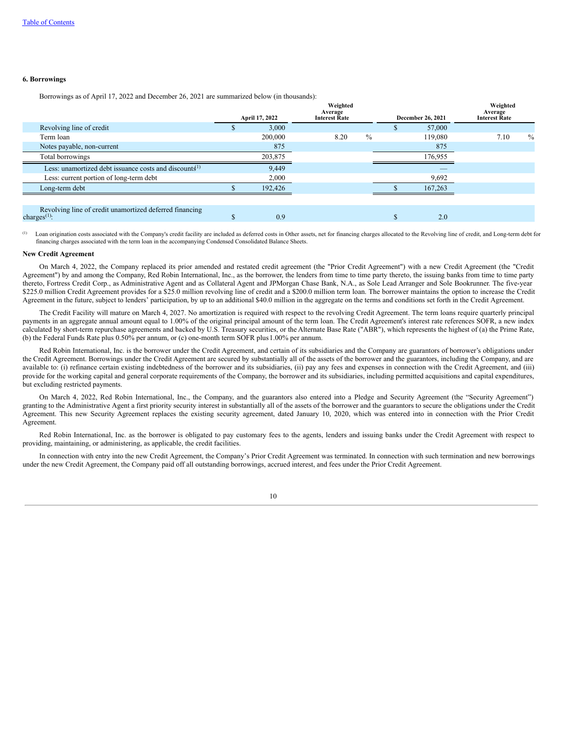### 6. Borrowings

Borrowings as of April 17, 2022 and December 26, 2021 are summarized below (in thousands):

| | April 17, 2022 | Weighted Average Interest Rate | December 26, 2021 | Weighted Average Interest Rate |
|---|---|---|---|---|
| Revolving line of credit | $ 3,000 | | $ 57,000 | |
| Term loan | 200,000 | 8.20 % | 119,080 | 7.10 % |
| Notes payable, non-current | 875 | | 875 | |
| Total borrowings | 203,875 | | 176,955 | |
| Less: unamortized debt issuance costs and discounts[1] | 9,449 | | — | |
| Less: current portion of long-term debt | 2,000 | | 9,692 | |
| Long-term debt | $ 192,426 | | $ 167,263 | |
| | | | | |
| Revolving line of credit unamortized deferred financing charges[1]: | $ 0.9 | | $ 2.0 | |

[1] Loan origination costs associated with the Company's credit facility are included as deferred costs in Other assets, net for financing charges allocated to the Revolving line of credit, and Long-term debt for financing charges associated with the term loan in the accompanying Condensed Consolidated Balance Sheets.

**New Credit Agreement**

On March 4, 2022, the Company replaced its prior amended and restated credit agreement (the "Prior Credit Agreement") with a new Credit Agreement (the "Credit Agreement") by and among the Company, Red Robin International, Inc., as the borrower, the lenders from time to time party thereto, the issuing banks from time to time party thereto, Fortress Credit Corp., as Administrative Agent and as Collateral Agent and JPMorgan Chase Bank, N.A., as Sole Lead Arranger and Sole Bookrunner. The five-year $225.0 million Credit Agreement provides for a $25.0 million revolving line of credit and a $200.0 million term loan. The borrower maintains the option to increase the Credit Agreement in the future, subject to lenders' participation, by up to an additional $40.0 million in the aggregate on the terms and conditions set forth in the Credit Agreement.

The Credit Facility will mature on March 4, 2027. No amortization is required with respect to the revolving Credit Agreement. The term loans require quarterly principal payments in an aggregate annual amount equal to 1.00% of the original principal amount of the term loan. The Credit Agreement's interest rate references SOFR, a new index calculated by short-term repurchase agreements and backed by U.S. Treasury securities, or the Alternate Base Rate ("ABR"), which represents the highest of (a) the Prime Rate, (b) the Federal Funds Rate plus 0.50% per annum, or (c) one-month term SOFR plus 1.00% per annum.

Red Robin International, Inc. is the borrower under the Credit Agreement, and certain of its subsidiaries and the Company are guarantors of borrower's obligations under the Credit Agreement. Borrowings under the Credit Agreement are secured by substantially all of the assets of the borrower and the guarantors, including the Company, and are available to: (i) refinance certain existing indebtedness of the borrower and its subsidiaries, (ii) pay any fees and expenses in connection with the Credit Agreement, and (iii) provide for the working capital and general corporate requirements of the Company, the borrower and its subsidiaries, including permitted acquisitions and capital expenditures, but excluding restricted payments.

On March 4, 2022, Red Robin International, Inc., the Company, and the guarantors also entered into a Pledge and Security Agreement (the "Security Agreement") granting to the Administrative Agent a first priority security interest in substantially all of the assets of the borrower and the guarantors to secure the obligations under the Credit Agreement. This new Security Agreement replaces the existing security agreement, dated January 10, 2020, which was entered into in connection with the Prior Credit Agreement.

Red Robin International, Inc. as the borrower is obligated to pay customary fees to the agents, lenders and issuing banks under the Credit Agreement with respect to providing, maintaining, or administering, as applicable, the credit facilities.

In connection with entry into the new Credit Agreement, the Company's Prior Credit Agreement was terminated. In connection with such termination and new borrowings under the new Credit Agreement, the Company paid off all outstanding borrowings, accrued interest, and fees under the Prior Credit Agreement.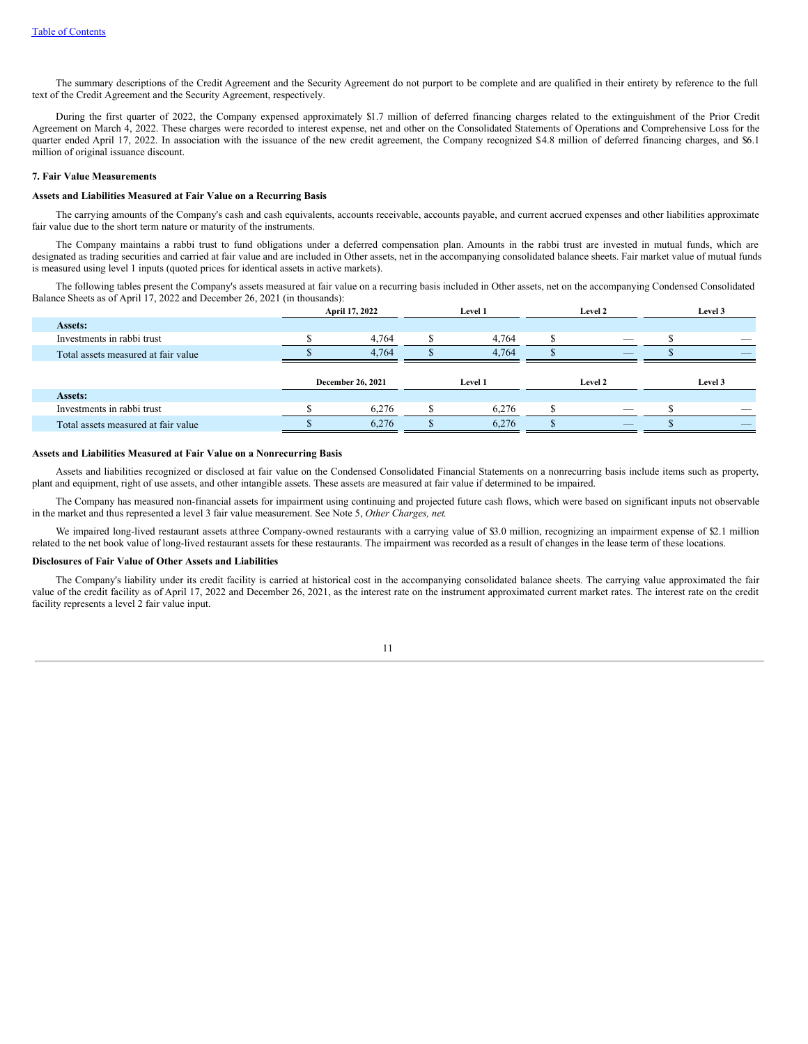The summary descriptions of the Credit Agreement and the Security Agreement do not purport to be complete and are qualified in their entirety by reference to the full text of the Credit Agreement and the Security Agreement, respectively.

During the first quarter of 2022, the Company expensed approximately $1.7 million of deferred financing charges related to the extinguishment of the Prior Credit Agreement on March 4, 2022. These charges were recorded to interest expense, net and other on the Consolidated Statements of Operations and Comprehensive Loss for the quarter ended April 17, 2022. In association with the issuance of the new credit agreement, the Company recognized $4.8 million of deferred financing charges, and $6.1 million of original issuance discount.

**7. Fair Value Measurements**

**Assets and Liabilities Measured at Fair Value on a Recurring Basis**

The carrying amounts of the Company's cash and cash equivalents, accounts receivable, accounts payable, and current accrued expenses and other liabilities approximate fair value due to the short term nature or maturity of the instruments.

The Company maintains a rabbi trust to fund obligations under a deferred compensation plan. Amounts in the rabbi trust are invested in mutual funds, which are designated as trading securities and carried at fair value and are included in Other assets, net in the accompanying consolidated balance sheets. Fair market value of mutual funds is measured using level 1 inputs (quoted prices for identical assets in active markets).

The following tables present the Company's assets measured at fair value on a recurring basis included in Other assets, net on the accompanying Condensed Consolidated Balance Sheets as of April 17, 2022 and December 26, 2021 (in thousands):

| | April 17, 2022 | Level 1 | Level 2 | Level 3 |
|---|---|---|---|---|
| **Assets:** | | | | |
| Investments in rabbi trust | $ 4,764 | $ 4,764 | $ — | $ — |
| Total assets measured at fair value | $ 4,764 | $ 4,764 | $ — | $ — |

| | December 26, 2021 | Level 1 | Level 2 | Level 3 |
|---|---|---|---|---|
| **Assets:** | | | | |
| Investments in rabbi trust | $ 6,276 | $ 6,276 | $ — | $ — |
| Total assets measured at fair value | $ 6,276 | $ 6,276 | $ — | $ — |

**Assets and Liabilities Measured at Fair Value on a Nonrecurring Basis**

Assets and liabilities recognized or disclosed at fair value on the Condensed Consolidated Financial Statements on a nonrecurring basis include items such as property, plant and equipment, right of use assets, and other intangible assets. These assets are measured at fair value if determined to be impaired.

The Company has measured non-financial assets for impairment using continuing and projected future cash flows, which were based on significant inputs not observable in the market and thus represented a level 3 fair value measurement. See Note 5, *Other Charges, net.*

We impaired long-lived restaurant assets atthree Company-owned restaurants with a carrying value of $3.0 million, recognizing an impairment expense of $2.1 million related to the net book value of long-lived restaurant assets for these restaurants. The impairment was recorded as a result of changes in the lease term of these locations.

**Disclosures of Fair Value of Other Assets and Liabilities**

The Company's liability under its credit facility is carried at historical cost in the accompanying consolidated balance sheets. The carrying value approximated the fair value of the credit facility as of April 17, 2022 and December 26, 2021, as the interest rate on the instrument approximated current market rates. The interest rate on the credit facility represents a level 2 fair value input.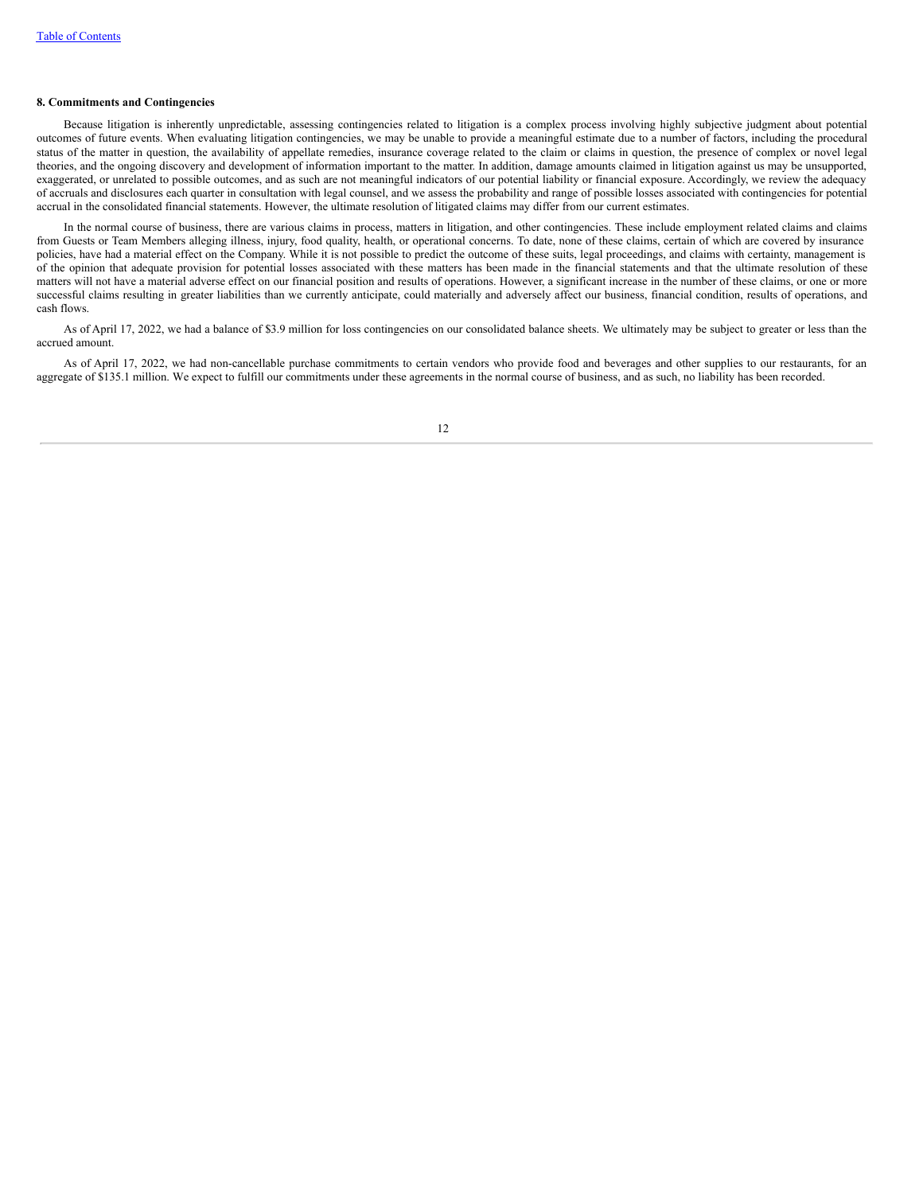**8. Commitments and Contingencies**

Because litigation is inherently unpredictable, assessing contingencies related to litigation is a complex process involving highly subjective judgment about potential outcomes of future events. When evaluating litigation contingencies, we may be unable to provide a meaningful estimate due to a number of factors, including the procedural status of the matter in question, the availability of appellate remedies, insurance coverage related to the claim or claims in question, the presence of complex or novel legal theories, and the ongoing discovery and development of information important to the matter. In addition, damage amounts claimed in litigation against us may be unsupported, exaggerated, or unrelated to possible outcomes, and as such are not meaningful indicators of our potential liability or financial exposure. Accordingly, we review the adequacy of accruals and disclosures each quarter in consultation with legal counsel, and we assess the probability and range of possible losses associated with contingencies for potential accrual in the consolidated financial statements. However, the ultimate resolution of litigated claims may differ from our current estimates.

In the normal course of business, there are various claims in process, matters in litigation, and other contingencies. These include employment related claims and claims from Guests or Team Members alleging illness, injury, food quality, health, or operational concerns. To date, none of these claims, certain of which are covered by insurance policies, have had a material effect on the Company. While it is not possible to predict the outcome of these suits, legal proceedings, and claims with certainty, management is of the opinion that adequate provision for potential losses associated with these matters has been made in the financial statements and that the ultimate resolution of these matters will not have a material adverse effect on our financial position and results of operations. However, a significant increase in the number of these claims, or one or more successful claims resulting in greater liabilities than we currently anticipate, could materially and adversely affect our business, financial condition, results of operations, and cash flows.

As of April 17, 2022, we had a balance of $3.9 million for loss contingencies on our consolidated balance sheets. We ultimately may be subject to greater or less than the accrued amount.

As of April 17, 2022, we had non-cancellable purchase commitments to certain vendors who provide food and beverages and other supplies to our restaurants, for an aggregate of $135.1 million. We expect to fulfill our commitments under these agreements in the normal course of business, and as such, no liability has been recorded.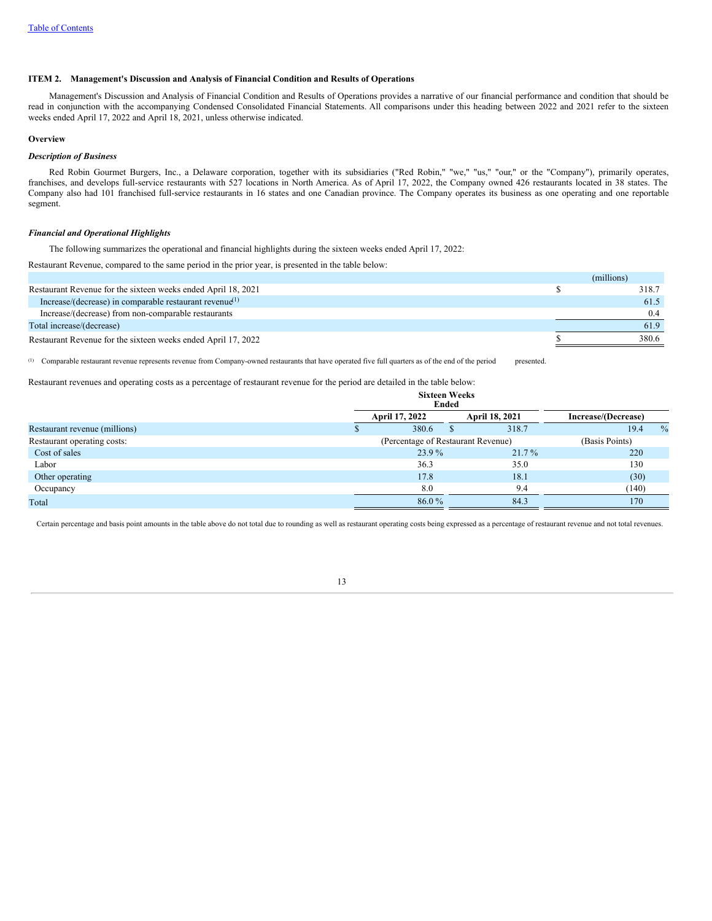[Table of Contents](#)

## ITEM 2. Management's Discussion and Analysis of Financial Condition and Results of Operations

Management's Discussion and Analysis of Financial Condition and Results of Operations provides a narrative of our financial performance and condition that should be read in conjunction with the accompanying Condensed Consolidated Financial Statements. All comparisons under this heading between 2022 and 2021 refer to the sixteen weeks ended April 17, 2022 and April 18, 2021, unless otherwise indicated.

### Overview

#### *Description of Business*

Red Robin Gourmet Burgers, Inc., a Delaware corporation, together with its subsidiaries ("Red Robin," "we," "us," "our," or the "Company"), primarily operates, franchises, and develops full-service restaurants with 527 locations in North America. As of April 17, 2022, the Company owned 426 restaurants located in 38 states. The Company also had 101 franchised full-service restaurants in 16 states and one Canadian province. The Company operates its business as one operating and one reportable segment.

#### *Financial and Operational Highlights*

The following summarizes the operational and financial highlights during the sixteen weeks ended April 17, 2022:

Restaurant Revenue, compared to the same period in the prior year, is presented in the table below:

| | (millions) |
|---|---|
| Restaurant Revenue for the sixteen weeks ended April 18, 2021 | $ 318.7 |
| Increase/(decrease) in comparable restaurant revenue[1] | 61.5 |
| Increase/(decrease) from non-comparable restaurants | 0.4 |
| Total increase/(decrease) | 61.9 |
| Restaurant Revenue for the sixteen weeks ended April 17, 2022 | $ 380.6 |

[1] Comparable restaurant revenue represents revenue from Company-owned restaurants that have operated five full quarters as of the end of the period presented.

Restaurant revenues and operating costs as a percentage of restaurant revenue for the period are detailed in the table below:

| | Sixteen Weeks Ended | | |
|---|---|---|---|
| | April 17, 2022 | April 18, 2021 | Increase/(Decrease) |
| Restaurant revenue (millions) | $ 380.6 | $ 318.7 | 19.4 % |
| Restaurant operating costs: | (Percentage of Restaurant Revenue) | | (Basis Points) |
| Cost of sales | 23.9 % | 21.7 % | 220 |
| Labor | 36.3 | 35.0 | 130 |
| Other operating | 17.8 | 18.1 | (30) |
| Occupancy | 8.0 | 9.4 | (140) |
| Total | 86.0 % | 84.3 | 170 |

Certain percentage and basis point amounts in the table above do not total due to rounding as well as restaurant operating costs being expressed as a percentage of restaurant revenue and not total revenues.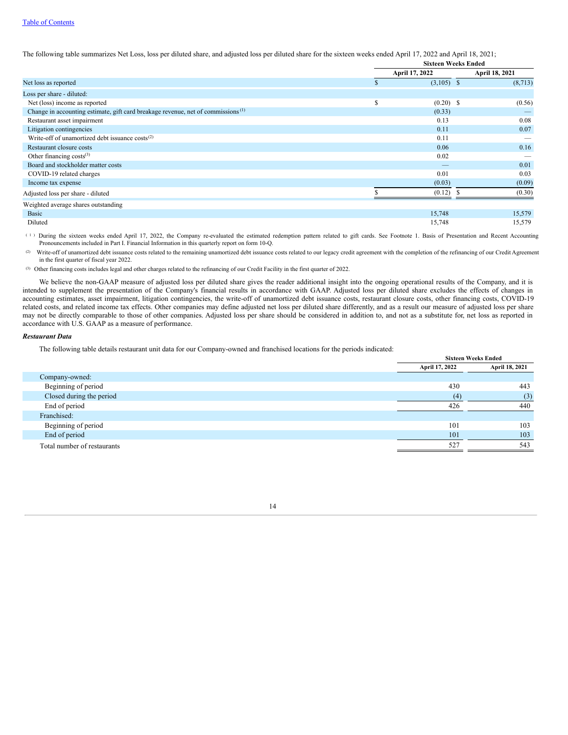The following table summarizes Net Loss, loss per diluted share, and adjusted loss per diluted share for the sixteen weeks ended April 17, 2022 and April 18, 2021;

| | Sixteen Weeks Ended | |
|---|---|---|
| | April 17, 2022 | April 18, 2021 |
| Net loss as reported | $ (3,105) | $ (8,713) |
| Loss per share - diluted: | | |
| Net (loss) income as reported | $ (0.20) | $ (0.56) |
| Change in accounting estimate, gift card breakage revenue, net of commissions [1] | (0.33) | — |
| Restaurant asset impairment | 0.13 | 0.08 |
| Litigation contingencies | 0.11 | 0.07 |
| Write-off of unamortized debt issuance costs[2] | 0.11 | — |
| Restaurant closure costs | 0.06 | 0.16 |
| Other financing costs[3] | 0.02 | — |
| Board and stockholder matter costs | — | 0.01 |
| COVID-19 related charges | 0.01 | 0.03 |
| Income tax expense | (0.03) | (0.09) |
| Adjusted loss per share - diluted | $ (0.12) | $ (0.30) |
| Weighted average shares outstanding | | |
| Basic | 15,748 | 15,579 |
| Diluted | 15,748 | 15,579 |

[1] During the sixteen weeks ended April 17, 2022, the Company re-evaluated the estimated redemption pattern related to gift cards. See Footnote 1. Basis of Presentation and Recent Accounting Pronouncements included in Part I. Financial Information in this quarterly report on form 10-Q.

[2] Write-off of unamortized debt issuance costs related to the remaining unamortized debt issuance costs related to our legacy credit agreement with the completion of the refinancing of our Credit Agreement in the first quarter of fiscal year 2022.

[3] Other financing costs includes legal and other charges related to the refinancing of our Credit Facility in the first quarter of 2022.

We believe the non-GAAP measure of adjusted loss per diluted share gives the reader additional insight into the ongoing operational results of the Company, and it is intended to supplement the presentation of the Company's financial results in accordance with GAAP. Adjusted loss per diluted share excludes the effects of changes in accounting estimates, asset impairment, litigation contingencies, the write-off of unamortized debt issuance costs, restaurant closure costs, other financing costs, COVID-19 related costs, and related income tax effects. Other companies may define adjusted net loss per diluted share differently, and as a result our measure of adjusted loss per share may not be directly comparable to those of other companies. Adjusted loss per share should be considered in addition to, and not as a substitute for, net loss as reported in accordance with U.S. GAAP as a measure of performance.

***Restaurant Data***

The following table details restaurant unit data for our Company-owned and franchised locations for the periods indicated:

| | Sixteen Weeks Ended | |
|---|---|---|
| | April 17, 2022 | April 18, 2021 |
| Company-owned: | | |
| Beginning of period | 430 | 443 |
| Closed during the period | (4) | (3) |
| End of period | 426 | 440 |
| Franchised: | | |
| Beginning of period | 101 | 103 |
| End of period | 101 | 103 |
| Total number of restaurants | 527 | 543 |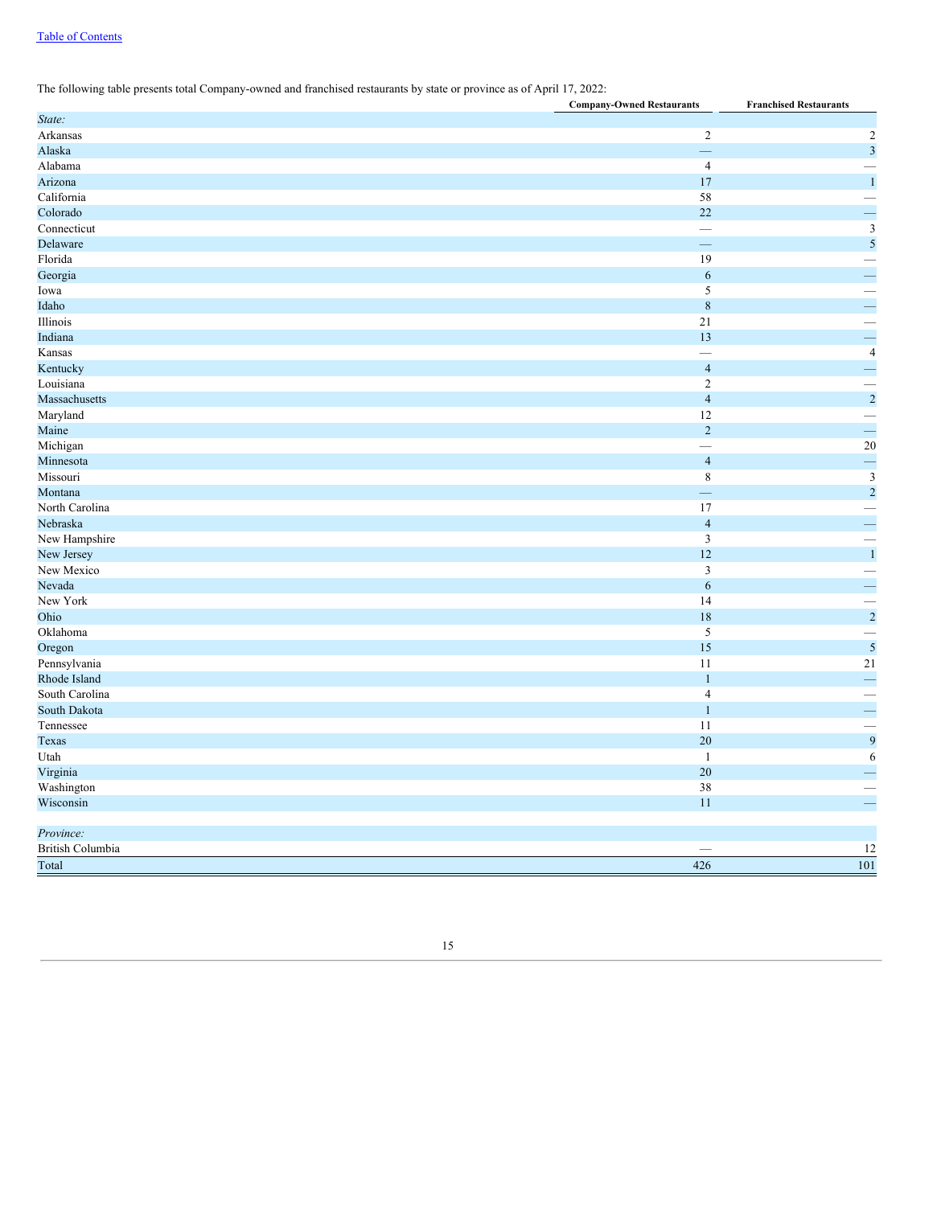The following table presents total Company-owned and franchised restaurants by state or province as of April 17, 2022:

| | Company-Owned Restaurants | Franchised Restaurants |
|---|---|---|
| *State:* | | |
| Arkansas | 2 | 2 |
| Alaska | — | 3 |
| Alabama | 4 | — |
| Arizona | 17 | 1 |
| California | 58 | — |
| Colorado | 22 | — |
| Connecticut | — | 3 |
| Delaware | — | 5 |
| Florida | 19 | — |
| Georgia | 6 | — |
| Iowa | 5 | — |
| Idaho | 8 | — |
| Illinois | 21 | — |
| Indiana | 13 | — |
| Kansas | — | 4 |
| Kentucky | 4 | — |
| Louisiana | 2 | — |
| Massachusetts | 4 | 2 |
| Maryland | 12 | — |
| Maine | 2 | — |
| Michigan | — | 20 |
| Minnesota | 4 | — |
| Missouri | 8 | 3 |
| Montana | — | 2 |
| North Carolina | 17 | — |
| Nebraska | 4 | — |
| New Hampshire | 3 | — |
| New Jersey | 12 | 1 |
| New Mexico | 3 | — |
| Nevada | 6 | — |
| New York | 14 | — |
| Ohio | 18 | 2 |
| Oklahoma | 5 | — |
| Oregon | 15 | 5 |
| Pennsylvania | 11 | 21 |
| Rhode Island | 1 | — |
| South Carolina | 4 | — |
| South Dakota | 1 | — |
| Tennessee | 11 | — |
| Texas | 20 | 9 |
| Utah | 1 | 6 |
| Virginia | 20 | — |
| Washington | 38 | — |
| Wisconsin | 11 | — |
| *Province:* | | |
| British Columbia | — | 12 |
| Total | 426 | 101 |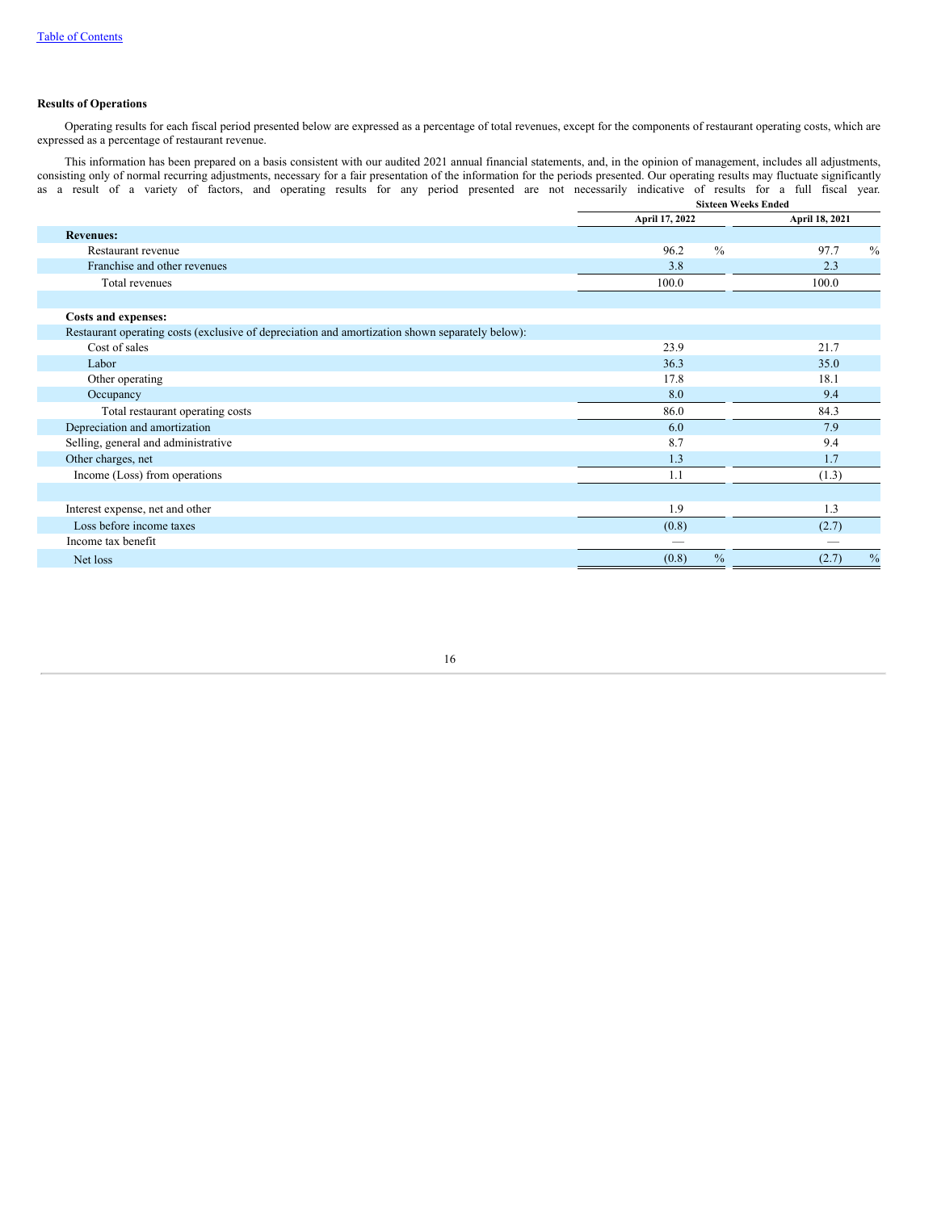**Results of Operations**

Operating results for each fiscal period presented below are expressed as a percentage of total revenues, except for the components of restaurant operating costs, which are expressed as a percentage of restaurant revenue.

This information has been prepared on a basis consistent with our audited 2021 annual financial statements, and, in the opinion of management, includes all adjustments, consisting only of normal recurring adjustments, necessary for a fair presentation of the information for the periods presented. Our operating results may fluctuate significantly as a result of a variety of factors, and operating results for any period presented are not necessarily indicative of results for a full fiscal year.

| | Sixteen Weeks Ended | |
|---|---|---|
| | April 17, 2022 | April 18, 2021 |
| **Revenues:** | | |
| Restaurant revenue | 96.2 % | 97.7 % |
| Franchise and other revenues | 3.8 | 2.3 |
| Total revenues | 100.0 | 100.0 |
| | | |
| **Costs and expenses:** | | |
| Restaurant operating costs (exclusive of depreciation and amortization shown separately below): | | |
| Cost of sales | 23.9 | 21.7 |
| Labor | 36.3 | 35.0 |
| Other operating | 17.8 | 18.1 |
| Occupancy | 8.0 | 9.4 |
| Total restaurant operating costs | 86.0 | 84.3 |
| Depreciation and amortization | 6.0 | 7.9 |
| Selling, general and administrative | 8.7 | 9.4 |
| Other charges, net | 1.3 | 1.7 |
| Income (Loss) from operations | 1.1 | (1.3) |
| | | |
| Interest expense, net and other | 1.9 | 1.3 |
| Loss before income taxes | (0.8) | (2.7) |
| Income tax benefit | — | — |
| Net loss | (0.8) % | (2.7) % |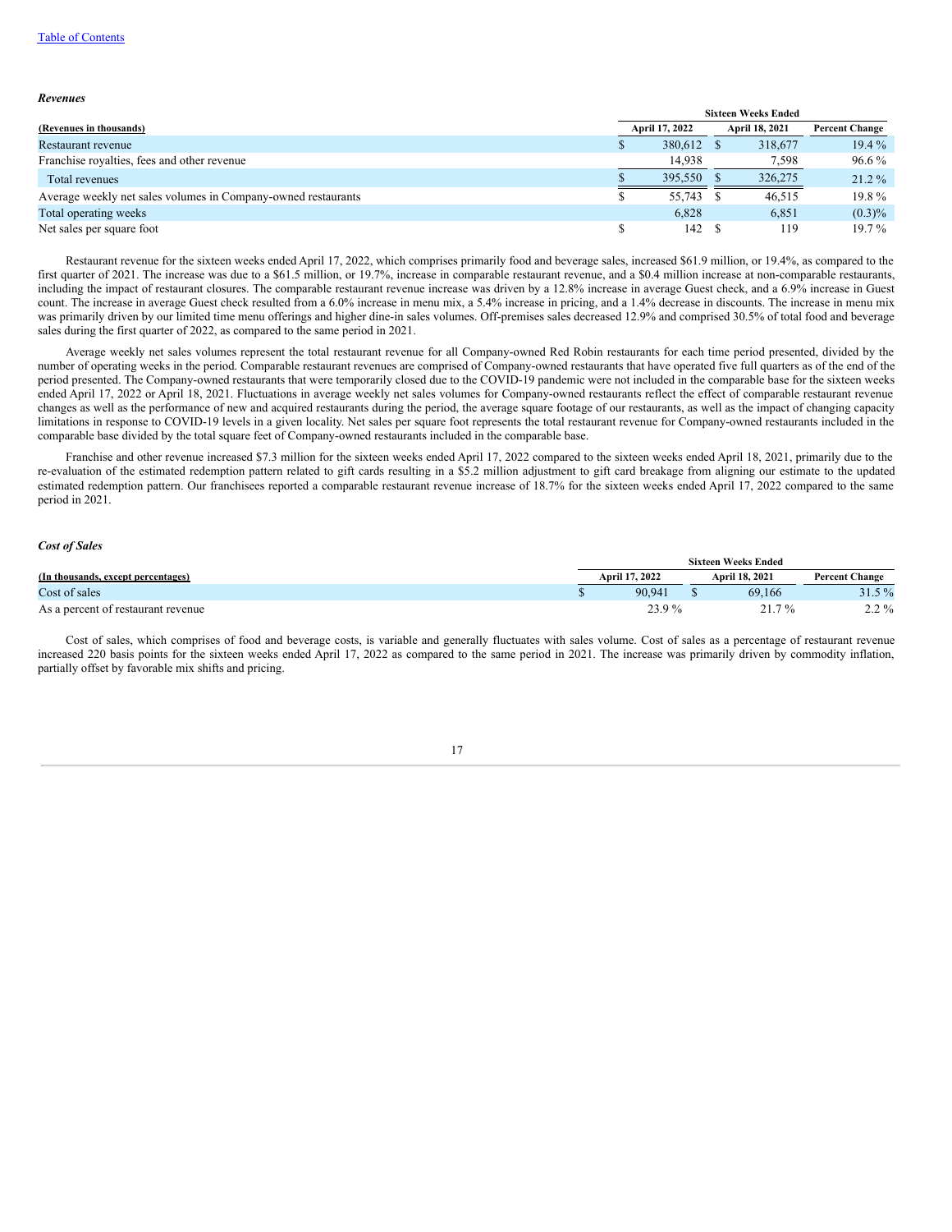### *Revenues*

| (Revenues in thousands) | Sixteen Weeks Ended April 17, 2022 | Sixteen Weeks Ended April 18, 2021 | Percent Change |
|---|---|---|---|
| Restaurant revenue | $ 380,612 | $ 318,677 | 19.4 % |
| Franchise royalties, fees and other revenue | 14,938 | 7,598 | 96.6 % |
| Total revenues | $ 395,550 | $ 326,275 | 21.2 % |
| Average weekly net sales volumes in Company-owned restaurants | $ 55,743 | $ 46,515 | 19.8 % |
| Total operating weeks | 6,828 | 6,851 | (0.3)% |
| Net sales per square foot | $ 142 | $ 119 | 19.7 % |

Restaurant revenue for the sixteen weeks ended April 17, 2022, which comprises primarily food and beverage sales, increased $61.9 million, or 19.4%, as compared to the first quarter of 2021. The increase was due to a $61.5 million, or 19.7%, increase in comparable restaurant revenue, and a $0.4 million increase at non-comparable restaurants, including the impact of restaurant closures. The comparable restaurant revenue increase was driven by a 12.8% increase in average Guest check, and a 6.9% increase in Guest count. The increase in average Guest check resulted from a 6.0% increase in menu mix, a 5.4% increase in pricing, and a 1.4% decrease in discounts. The increase in menu mix was primarily driven by our limited time menu offerings and higher dine-in sales volumes. Off-premises sales decreased 12.9% and comprised 30.5% of total food and beverage sales during the first quarter of 2022, as compared to the same period in 2021.

Average weekly net sales volumes represent the total restaurant revenue for all Company-owned Red Robin restaurants for each time period presented, divided by the number of operating weeks in the period. Comparable restaurant revenues are comprised of Company-owned restaurants that have operated five full quarters as of the end of the period presented. The Company-owned restaurants that were temporarily closed due to the COVID-19 pandemic were not included in the comparable base for the sixteen weeks ended April 17, 2022 or April 18, 2021. Fluctuations in average weekly net sales volumes for Company-owned restaurants reflect the effect of comparable restaurant revenue changes as well as the performance of new and acquired restaurants during the period, the average square footage of our restaurants, as well as the impact of changing capacity limitations in response to COVID-19 levels in a given locality. Net sales per square foot represents the total restaurant revenue for Company-owned restaurants included in the comparable base divided by the total square feet of Company-owned restaurants included in the comparable base.

Franchise and other revenue increased $7.3 million for the sixteen weeks ended April 17, 2022 compared to the sixteen weeks ended April 18, 2021, primarily due to the re-evaluation of the estimated redemption pattern related to gift cards resulting in a $5.2 million adjustment to gift card breakage from aligning our estimate to the updated estimated redemption pattern. Our franchisees reported a comparable restaurant revenue increase of 18.7% for the sixteen weeks ended April 17, 2022 compared to the same period in 2021.

### *Cost of Sales*

| (In thousands, except percentages) | Sixteen Weeks Ended April 17, 2022 | Sixteen Weeks Ended April 18, 2021 | Percent Change |
|---|---|---|---|
| Cost of sales | $ 90,941 | $ 69,166 | 31.5 % |
| As a percent of restaurant revenue | 23.9 % | 21.7 % | 2.2 % |

Cost of sales, which comprises of food and beverage costs, is variable and generally fluctuates with sales volume. Cost of sales as a percentage of restaurant revenue increased 220 basis points for the sixteen weeks ended April 17, 2022 as compared to the same period in 2021. The increase was primarily driven by commodity inflation, partially offset by favorable mix shifts and pricing.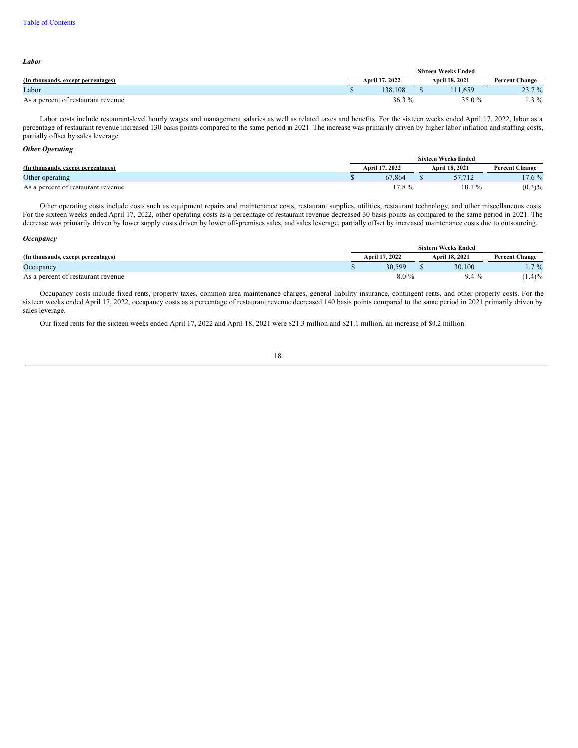[Table of Contents](#)

***Labor***

| (In thousands, except percentages) | Sixteen Weeks Ended April 17, 2022 | Sixteen Weeks Ended April 18, 2021 | Percent Change |
|---|---|---|---|
| Labor | $ 138,108 | $ 111,659 | 23.7 % |
| As a percent of restaurant revenue | 36.3 % | 35.0 % | 1.3 % |

Labor costs include restaurant-level hourly wages and management salaries as well as related taxes and benefits. For the sixteen weeks ended April 17, 2022, labor as a percentage of restaurant revenue increased 130 basis points compared to the same period in 2021. The increase was primarily driven by higher labor inflation and staffing costs, partially offset by sales leverage.

***Other Operating***

| (In thousands, except percentages) | Sixteen Weeks Ended April 17, 2022 | Sixteen Weeks Ended April 18, 2021 | Percent Change |
|---|---|---|---|
| Other operating | $ 67,864 | $ 57,712 | 17.6 % |
| As a percent of restaurant revenue | 17.8 % | 18.1 % | (0.3)% |

Other operating costs include costs such as equipment repairs and maintenance costs, restaurant supplies, utilities, restaurant technology, and other miscellaneous costs. For the sixteen weeks ended April 17, 2022, other operating costs as a percentage of restaurant revenue decreased 30 basis points as compared to the same period in 2021. The decrease was primarily driven by lower supply costs driven by lower off-premises sales, and sales leverage, partially offset by increased maintenance costs due to outsourcing.

***Occupancy***

| (In thousands, except percentages) | Sixteen Weeks Ended April 17, 2022 | Sixteen Weeks Ended April 18, 2021 | Percent Change |
|---|---|---|---|
| Occupancy | $ 30,599 | $ 30,100 | 1.7 % |
| As a percent of restaurant revenue | 8.0 % | 9.4 % | (1.4)% |

Occupancy costs include fixed rents, property taxes, common area maintenance charges, general liability insurance, contingent rents, and other property costs. For the sixteen weeks ended April 17, 2022, occupancy costs as a percentage of restaurant revenue decreased 140 basis points compared to the same period in 2021 primarily driven by sales leverage.

Our fixed rents for the sixteen weeks ended April 17, 2022 and April 18, 2021 were $21.3 million and $21.1 million, an increase of $0.2 million.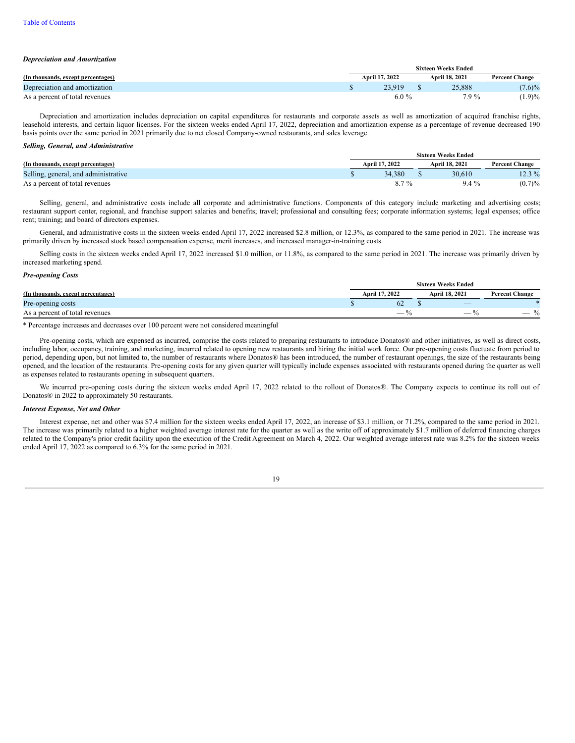[Table of Contents](#)

***Depreciation and Amortization***

| (In thousands, except percentages) | Sixteen Weeks Ended | | |
|---|---|---|---|
| | April 17, 2022 | April 18, 2021 | Percent Change |
| Depreciation and amortization | $ 23,919 | $ 25,888 | (7.6)% |
| As a percent of total revenues | 6.0 % | 7.9 % | (1.9)% |

Depreciation and amortization includes depreciation on capital expenditures for restaurants and corporate assets as well as amortization of acquired franchise rights, leasehold interests, and certain liquor licenses. For the sixteen weeks ended April 17, 2022, depreciation and amortization expense as a percentage of revenue decreased 190 basis points over the same period in 2021 primarily due to net closed Company-owned restaurants, and sales leverage.

***Selling, General, and Administrative***

| (In thousands, except percentages) | Sixteen Weeks Ended | | |
|---|---|---|---|
| | April 17, 2022 | April 18, 2021 | Percent Change |
| Selling, general, and administrative | $ 34,380 | $ 30,610 | 12.3 % |
| As a percent of total revenues | 8.7 % | 9.4 % | (0.7)% |

Selling, general, and administrative costs include all corporate and administrative functions. Components of this category include marketing and advertising costs; restaurant support center, regional, and franchise support salaries and benefits; travel; professional and consulting fees; corporate information systems; legal expenses; office rent; training; and board of directors expenses.

General, and administrative costs in the sixteen weeks ended April 17, 2022 increased $2.8 million, or 12.3%, as compared to the same period in 2021. The increase was primarily driven by increased stock based compensation expense, merit increases, and increased manager-in-training costs.

Selling costs in the sixteen weeks ended April 17, 2022 increased $1.0 million, or 11.8%, as compared to the same period in 2021. The increase was primarily driven by increased marketing spend.

***Pre-opening Costs***

| (In thousands, except percentages) | Sixteen Weeks Ended | | |
|---|---|---|---|
| | April 17, 2022 | April 18, 2021 | Percent Change |
| Pre-opening costs | $ 62 | $ — | * |
| As a percent of total revenues | — % | — % | — % |

* Percentage increases and decreases over 100 percent were not considered meaningful

Pre-opening costs, which are expensed as incurred, comprise the costs related to preparing restaurants to introduce Donatos® and other initiatives, as well as direct costs, including labor, occupancy, training, and marketing, incurred related to opening new restaurants and hiring the initial work force. Our pre-opening costs fluctuate from period to period, depending upon, but not limited to, the number of restaurants where Donatos® has been introduced, the number of restaurant openings, the size of the restaurants being opened, and the location of the restaurants. Pre-opening costs for any given quarter will typically include expenses associated with restaurants opened during the quarter as well as expenses related to restaurants opening in subsequent quarters.

We incurred pre-opening costs during the sixteen weeks ended April 17, 2022 related to the rollout of Donatos®. The Company expects to continue its roll out of Donatos® in 2022 to approximately 50 restaurants.

***Interest Expense, Net and Other***

Interest expense, net and other was $7.4 million for the sixteen weeks ended April 17, 2022, an increase of $3.1 million, or 71.2%, compared to the same period in 2021. The increase was primarily related to a higher weighted average interest rate for the quarter as well as the write off of approximately $1.7 million of deferred financing charges related to the Company's prior credit facility upon the execution of the Credit Agreement on March 4, 2022. Our weighted average interest rate was 8.2% for the sixteen weeks ended April 17, 2022 as compared to 6.3% for the same period in 2021.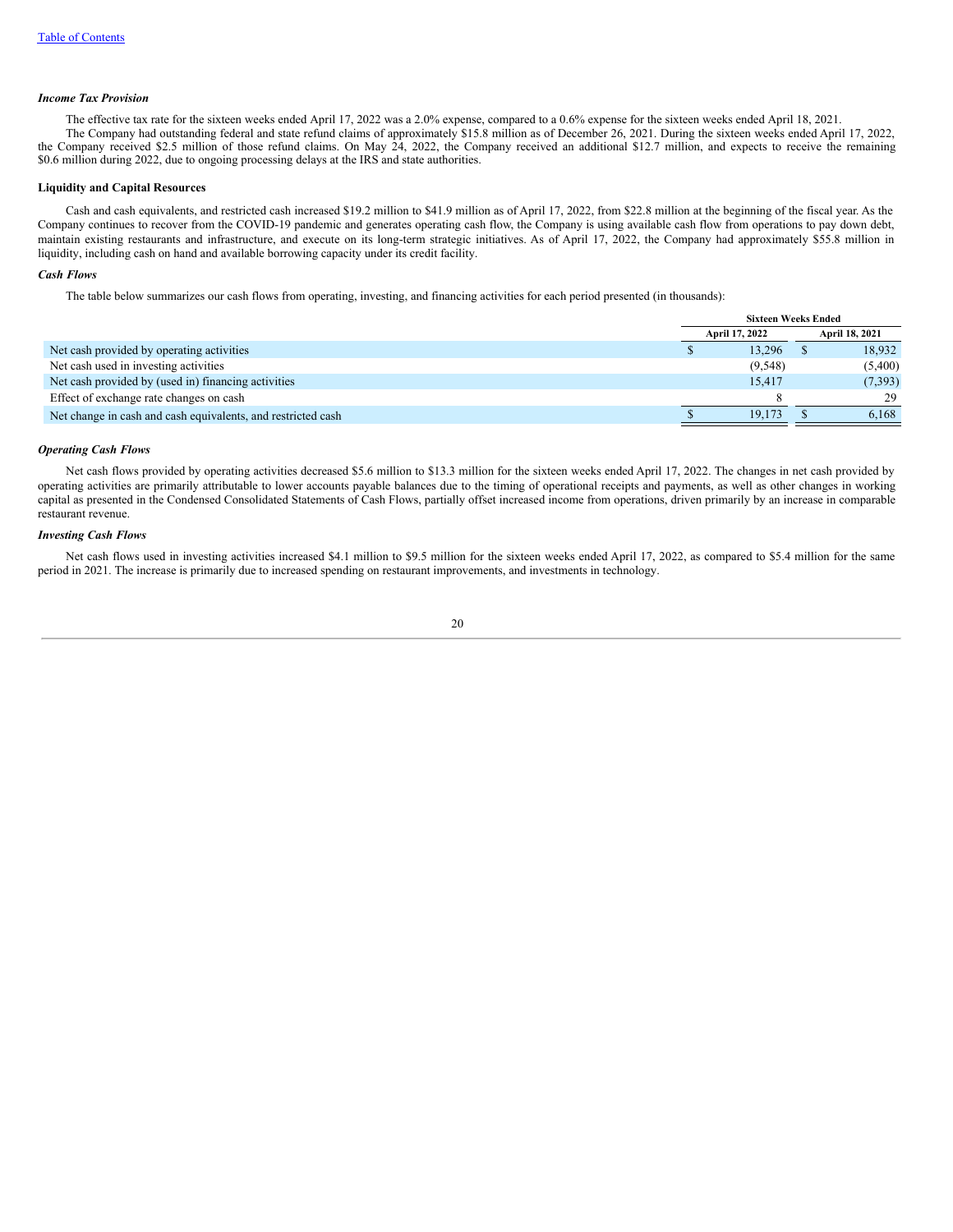### *Income Tax Provision*

The effective tax rate for the sixteen weeks ended April 17, 2022 was a 2.0% expense, compared to a 0.6% expense for the sixteen weeks ended April 18, 2021.

The Company had outstanding federal and state refund claims of approximately $15.8 million as of December 26, 2021. During the sixteen weeks ended April 17, 2022, the Company received $2.5 million of those refund claims. On May 24, 2022, the Company received an additional $12.7 million, and expects to receive the remaining $0.6 million during 2022, due to ongoing processing delays at the IRS and state authorities.

### Liquidity and Capital Resources

Cash and cash equivalents, and restricted cash increased $19.2 million to $41.9 million as of April 17, 2022, from $22.8 million at the beginning of the fiscal year. As the Company continues to recover from the COVID-19 pandemic and generates operating cash flow, the Company is using available cash flow from operations to pay down debt, maintain existing restaurants and infrastructure, and execute on its long-term strategic initiatives. As of April 17, 2022, the Company had approximately $55.8 million in liquidity, including cash on hand and available borrowing capacity under its credit facility.

### *Cash Flows*

The table below summarizes our cash flows from operating, investing, and financing activities for each period presented (in thousands):

| | Sixteen Weeks Ended | |
|---|---|---|
| | April 17, 2022 | April 18, 2021 |
| Net cash provided by operating activities | $ 13,296 | $ 18,932 |
| Net cash used in investing activities | (9,548) | (5,400) |
| Net cash provided by (used in) financing activities | 15,417 | (7,393) |
| Effect of exchange rate changes on cash | 8 | 29 |
| Net change in cash and cash equivalents, and restricted cash | $ 19,173 | $ 6,168 |

### *Operating Cash Flows*

Net cash flows provided by operating activities decreased $5.6 million to $13.3 million for the sixteen weeks ended April 17, 2022. The changes in net cash provided by operating activities are primarily attributable to lower accounts payable balances due to the timing of operational receipts and payments, as well as other changes in working capital as presented in the Condensed Consolidated Statements of Cash Flows, partially offset increased income from operations, driven primarily by an increase in comparable restaurant revenue.

### *Investing Cash Flows*

Net cash flows used in investing activities increased $4.1 million to $9.5 million for the sixteen weeks ended April 17, 2022, as compared to $5.4 million for the same period in 2021. The increase is primarily due to increased spending on restaurant improvements, and investments in technology.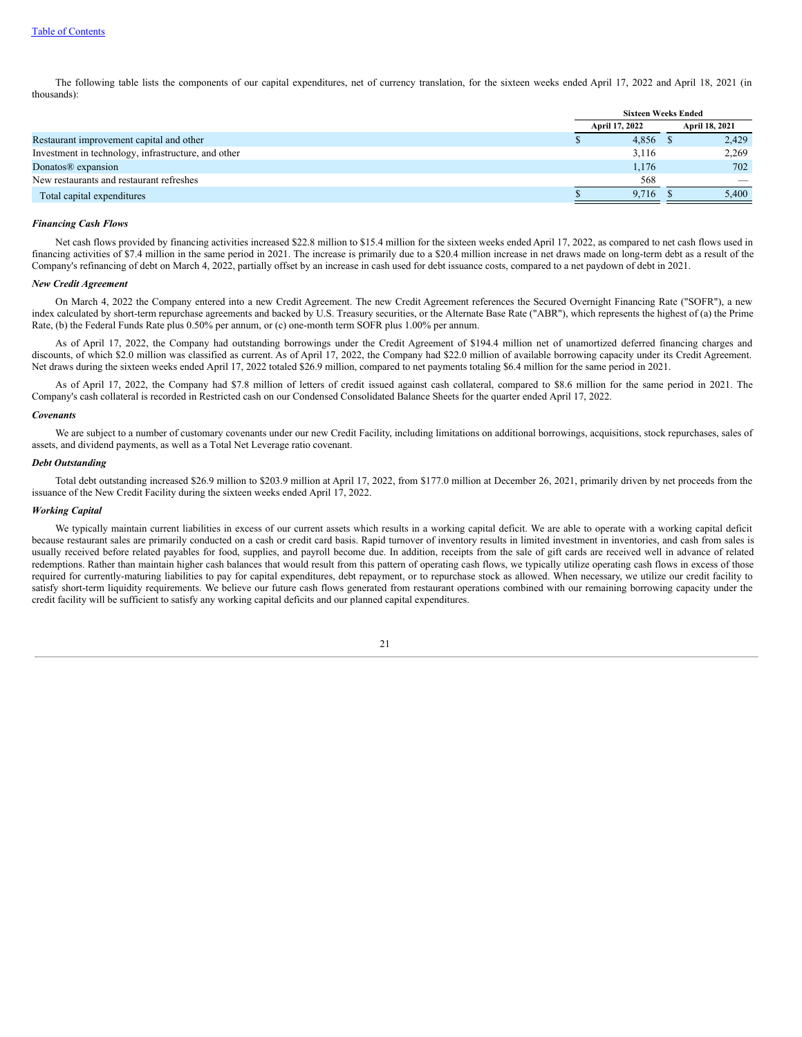The following table lists the components of our capital expenditures, net of currency translation, for the sixteen weeks ended April 17, 2022 and April 18, 2021 (in thousands):

| | Sixteen Weeks Ended | |
|---|---|---|
| | April 17, 2022 | April 18, 2021 |
| Restaurant improvement capital and other | $ 4,856 | $ 2,429 |
| Investment in technology, infrastructure, and other | 3,116 | 2,269 |
| Donatos® expansion | 1,176 | 702 |
| New restaurants and restaurant refreshes | 568 | — |
| Total capital expenditures | $ 9,716 | $ 5,400 |

***Financing Cash Flows***

Net cash flows provided by financing activities increased $22.8 million to $15.4 million for the sixteen weeks ended April 17, 2022, as compared to net cash flows used in financing activities of $7.4 million in the same period in 2021. The increase is primarily due to a $20.4 million increase in net draws made on long-term debt as a result of the Company's refinancing of debt on March 4, 2022, partially offset by an increase in cash used for debt issuance costs, compared to a net paydown of debt in 2021.

***New Credit Agreement***

On March 4, 2022 the Company entered into a new Credit Agreement. The new Credit Agreement references the Secured Overnight Financing Rate ("SOFR"), a new index calculated by short-term repurchase agreements and backed by U.S. Treasury securities, or the Alternate Base Rate ("ABR"), which represents the highest of (a) the Prime Rate, (b) the Federal Funds Rate plus 0.50% per annum, or (c) one-month term SOFR plus 1.00% per annum.

As of April 17, 2022, the Company had outstanding borrowings under the Credit Agreement of $194.4 million net of unamortized deferred financing charges and discounts, of which $2.0 million was classified as current. As of April 17, 2022, the Company had $22.0 million of available borrowing capacity under its Credit Agreement. Net draws during the sixteen weeks ended April 17, 2022 totaled $26.9 million, compared to net payments totaling $6.4 million for the same period in 2021.

As of April 17, 2022, the Company had $7.8 million of letters of credit issued against cash collateral, compared to $8.6 million for the same period in 2021. The Company's cash collateral is recorded in Restricted cash on our Condensed Consolidated Balance Sheets for the quarter ended April 17, 2022.

***Covenants***

We are subject to a number of customary covenants under our new Credit Facility, including limitations on additional borrowings, acquisitions, stock repurchases, sales of assets, and dividend payments, as well as a Total Net Leverage ratio covenant.

***Debt Outstanding***

Total debt outstanding increased $26.9 million to $203.9 million at April 17, 2022, from $177.0 million at December 26, 2021, primarily driven by net proceeds from the issuance of the New Credit Facility during the sixteen weeks ended April 17, 2022.

***Working Capital***

We typically maintain current liabilities in excess of our current assets which results in a working capital deficit. We are able to operate with a working capital deficit because restaurant sales are primarily conducted on a cash or credit card basis. Rapid turnover of inventory results in limited investment in inventories, and cash from sales is usually received before related payables for food, supplies, and payroll become due. In addition, receipts from the sale of gift cards are received well in advance of related redemptions. Rather than maintain higher cash balances that would result from this pattern of operating cash flows, we typically utilize operating cash flows in excess of those required for currently-maturing liabilities to pay for capital expenditures, debt repayment, or to repurchase stock as allowed. When necessary, we utilize our credit facility to satisfy short-term liquidity requirements. We believe our future cash flows generated from restaurant operations combined with our remaining borrowing capacity under the credit facility will be sufficient to satisfy any working capital deficits and our planned capital expenditures.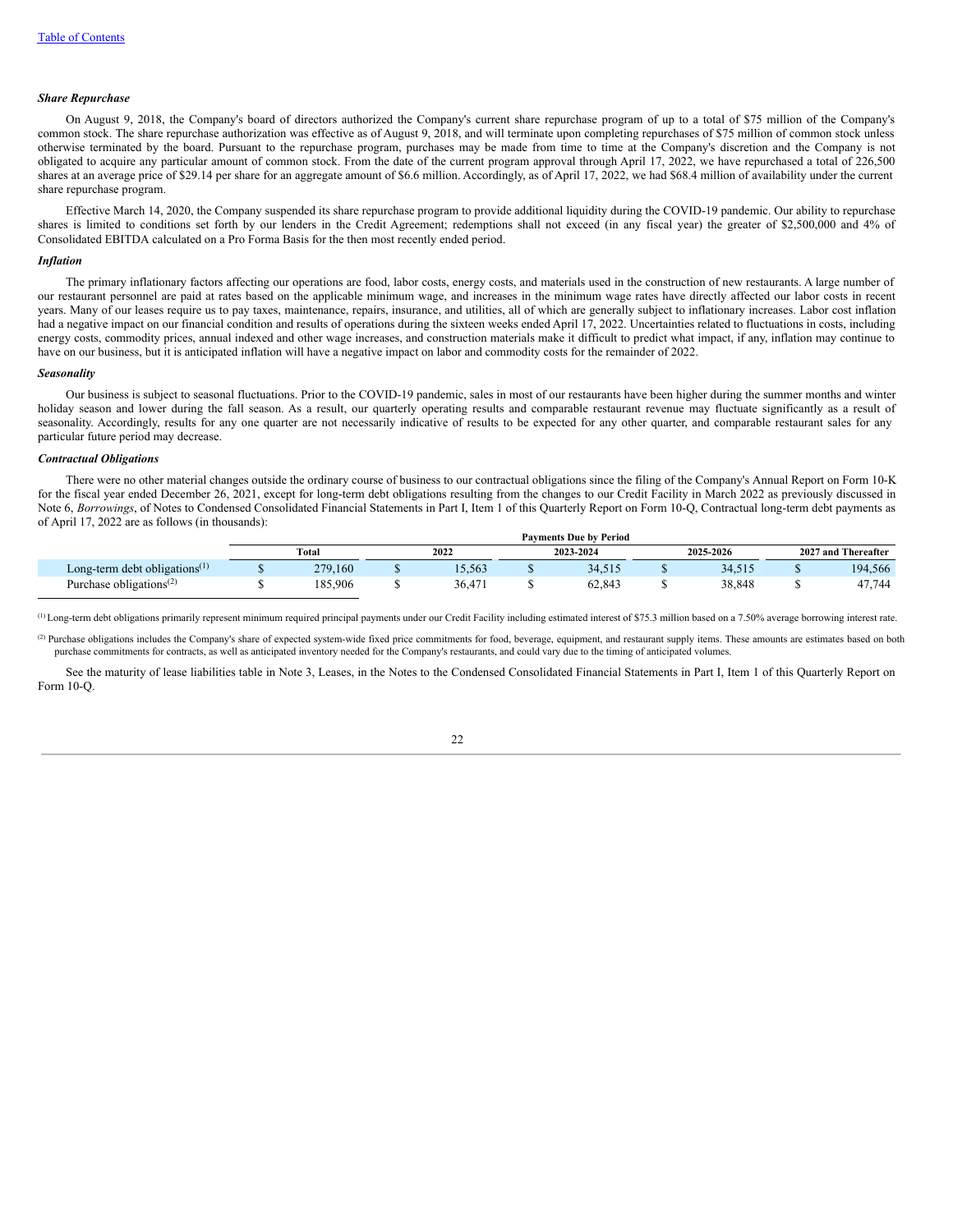***Share Repurchase***

On August 9, 2018, the Company's board of directors authorized the Company's current share repurchase program of up to a total of $75 million of the Company's common stock. The share repurchase authorization was effective as of August 9, 2018, and will terminate upon completing repurchases of $75 million of common stock unless otherwise terminated by the board. Pursuant to the repurchase program, purchases may be made from time to time at the Company's discretion and the Company is not obligated to acquire any particular amount of common stock. From the date of the current program approval through April 17, 2022, we have repurchased a total of 226,500 shares at an average price of $29.14 per share for an aggregate amount of $6.6 million. Accordingly, as of April 17, 2022, we had $68.4 million of availability under the current share repurchase program.

Effective March 14, 2020, the Company suspended its share repurchase program to provide additional liquidity during the COVID-19 pandemic. Our ability to repurchase shares is limited to conditions set forth by our lenders in the Credit Agreement; redemptions shall not exceed (in any fiscal year) the greater of $2,500,000 and 4% of Consolidated EBITDA calculated on a Pro Forma Basis for the then most recently ended period.

***Inflation***

The primary inflationary factors affecting our operations are food, labor costs, energy costs, and materials used in the construction of new restaurants. A large number of our restaurant personnel are paid at rates based on the applicable minimum wage, and increases in the minimum wage rates have directly affected our labor costs in recent years. Many of our leases require us to pay taxes, maintenance, repairs, insurance, and utilities, all of which are generally subject to inflationary increases. Labor cost inflation had a negative impact on our financial condition and results of operations during the sixteen weeks ended April 17, 2022. Uncertainties related to fluctuations in costs, including energy costs, commodity prices, annual indexed and other wage increases, and construction materials make it difficult to predict what impact, if any, inflation may continue to have on our business, but it is anticipated inflation will have a negative impact on labor and commodity costs for the remainder of 2022.

***Seasonality***

Our business is subject to seasonal fluctuations. Prior to the COVID-19 pandemic, sales in most of our restaurants have been higher during the summer months and winter holiday season and lower during the fall season. As a result, our quarterly operating results and comparable restaurant revenue may fluctuate significantly as a result of seasonality. Accordingly, results for any one quarter are not necessarily indicative of results to be expected for any other quarter, and comparable restaurant sales for any particular future period may decrease.

***Contractual Obligations***

There were no other material changes outside the ordinary course of business to our contractual obligations since the filing of the Company's Annual Report on Form 10-K for the fiscal year ended December 26, 2021, except for long-term debt obligations resulting from the changes to our Credit Facility in March 2022 as previously discussed in Note 6, *Borrowings*, of Notes to Condensed Consolidated Financial Statements in Part I, Item 1 of this Quarterly Report on Form 10-Q, Contractual long-term debt payments as of April 17, 2022 are as follows (in thousands):

| | Payments Due by Period | | | | |
|---|---|---|---|---|---|
| | Total | 2022 | 2023-2024 | 2025-2026 | 2027 and Thereafter |
| Long-term debt obligations[(1)] | $ 279,160 | $ 15,563 | $ 34,515 | $ 34,515 | $ 194,566 |
| Purchase obligations[(2)] | $ 185,906 | $ 36,471 | $ 62,843 | $ 38,848 | $ 47,744 |

[(1)] Long-term debt obligations primarily represent minimum required principal payments under our Credit Facility including estimated interest of $75.3 million based on a 7.50% average borrowing interest rate.

[(2)] Purchase obligations includes the Company's share of expected system-wide fixed price commitments for food, beverage, equipment, and restaurant supply items. These amounts are estimates based on both purchase commitments for contracts, as well as anticipated inventory needed for the Company's restaurants, and could vary due to the timing of anticipated volumes.

See the maturity of lease liabilities table in Note 3, Leases, in the Notes to the Condensed Consolidated Financial Statements in Part I, Item 1 of this Quarterly Report on Form 10-Q.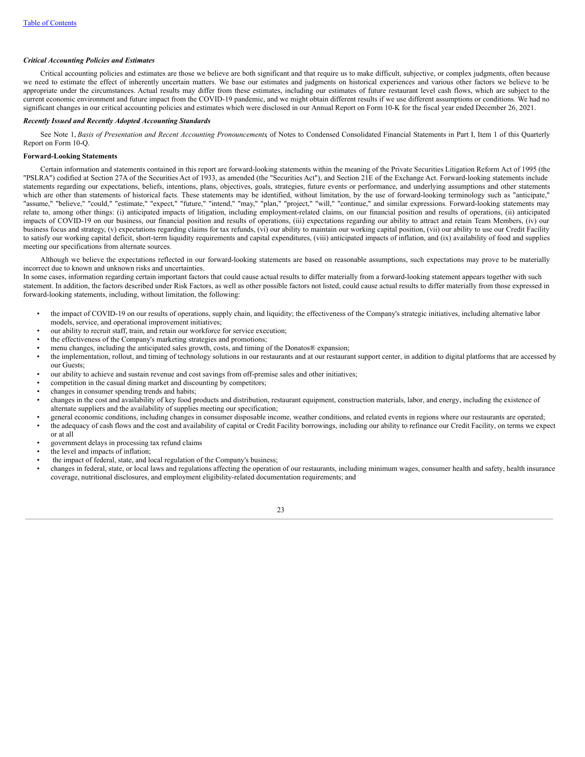*Critical Accounting Policies and Estimates*

Critical accounting policies and estimates are those we believe are both significant and that require us to make difficult, subjective, or complex judgments, often because we need to estimate the effect of inherently uncertain matters. We base our estimates and judgments on historical experiences and various other factors we believe to be appropriate under the circumstances. Actual results may differ from these estimates, including our estimates of future restaurant level cash flows, which are subject to the current economic environment and future impact from the COVID-19 pandemic, and we might obtain different results if we use different assumptions or conditions. We had no significant changes in our critical accounting policies and estimates which were disclosed in our Annual Report on Form 10-K for the fiscal year ended December 26, 2021.

*Recently Issued and Recently Adopted Accounting Standards*

See Note 1, *Basis of Presentation and Recent Accounting Pronouncements*, of Notes to Condensed Consolidated Financial Statements in Part I, Item 1 of this Quarterly Report on Form 10-Q.

**Forward-Looking Statements**

Certain information and statements contained in this report are forward-looking statements within the meaning of the Private Securities Litigation Reform Act of 1995 (the "PSLRA") codified at Section 27A of the Securities Act of 1933, as amended (the "Securities Act"), and Section 21E of the Exchange Act. Forward-looking statements include statements regarding our expectations, beliefs, intentions, plans, objectives, goals, strategies, future events or performance, and underlying assumptions and other statements which are other than statements of historical facts. These statements may be identified, without limitation, by the use of forward-looking terminology such as "anticipate," "assume," "believe," "could," "estimate," "expect," "future," "intend," "may," "plan," "project," "will," "continue," and similar expressions. Forward-looking statements may relate to, among other things: (i) anticipated impacts of litigation, including employment-related claims, on our financial position and results of operations, (ii) anticipated impacts of COVID-19 on our business, our financial position and results of operations, (iii) expectations regarding our ability to attract and retain Team Members, (iv) our business focus and strategy, (v) expectations regarding claims for tax refunds, (vi) our ability to maintain our working capital position, (vii) our ability to use our Credit Facility to satisfy our working capital deficit, short-term liquidity requirements and capital expenditures, (viii) anticipated impacts of inflation, and (ix) availability of food and supplies meeting our specifications from alternate sources.

Although we believe the expectations reflected in our forward-looking statements are based on reasonable assumptions, such expectations may prove to be materially incorrect due to known and unknown risks and uncertainties.
In some cases, information regarding certain important factors that could cause actual results to differ materially from a forward-looking statement appears together with such statement. In addition, the factors described under Risk Factors, as well as other possible factors not listed, could cause actual results to differ materially from those expressed in forward-looking statements, including, without limitation, the following:

- the impact of COVID-19 on our results of operations, supply chain, and liquidity; the effectiveness of the Company's strategic initiatives, including alternative labor models, service, and operational improvement initiatives;
- our ability to recruit staff, train, and retain our workforce for service execution;
- the effectiveness of the Company's marketing strategies and promotions;
- menu changes, including the anticipated sales growth, costs, and timing of the Donatos® expansion;
- the implementation, rollout, and timing of technology solutions in our restaurants and at our restaurant support center, in addition to digital platforms that are accessed by our Guests;
- our ability to achieve and sustain revenue and cost savings from off-premise sales and other initiatives;
- competition in the casual dining market and discounting by competitors;
- changes in consumer spending trends and habits;
- changes in the cost and availability of key food products and distribution, restaurant equipment, construction materials, labor, and energy, including the existence of alternate suppliers and the availability of supplies meeting our specification;
- general economic conditions, including changes in consumer disposable income, weather conditions, and related events in regions where our restaurants are operated;
- the adequacy of cash flows and the cost and availability of capital or Credit Facility borrowings, including our ability to refinance our Credit Facility, on terms we expect or at all
- government delays in processing tax refund claims
- the level and impacts of inflation;
- the impact of federal, state, and local regulation of the Company's business;
- changes in federal, state, or local laws and regulations affecting the operation of our restaurants, including minimum wages, consumer health and safety, health insurance coverage, nutritional disclosures, and employment eligibility-related documentation requirements; and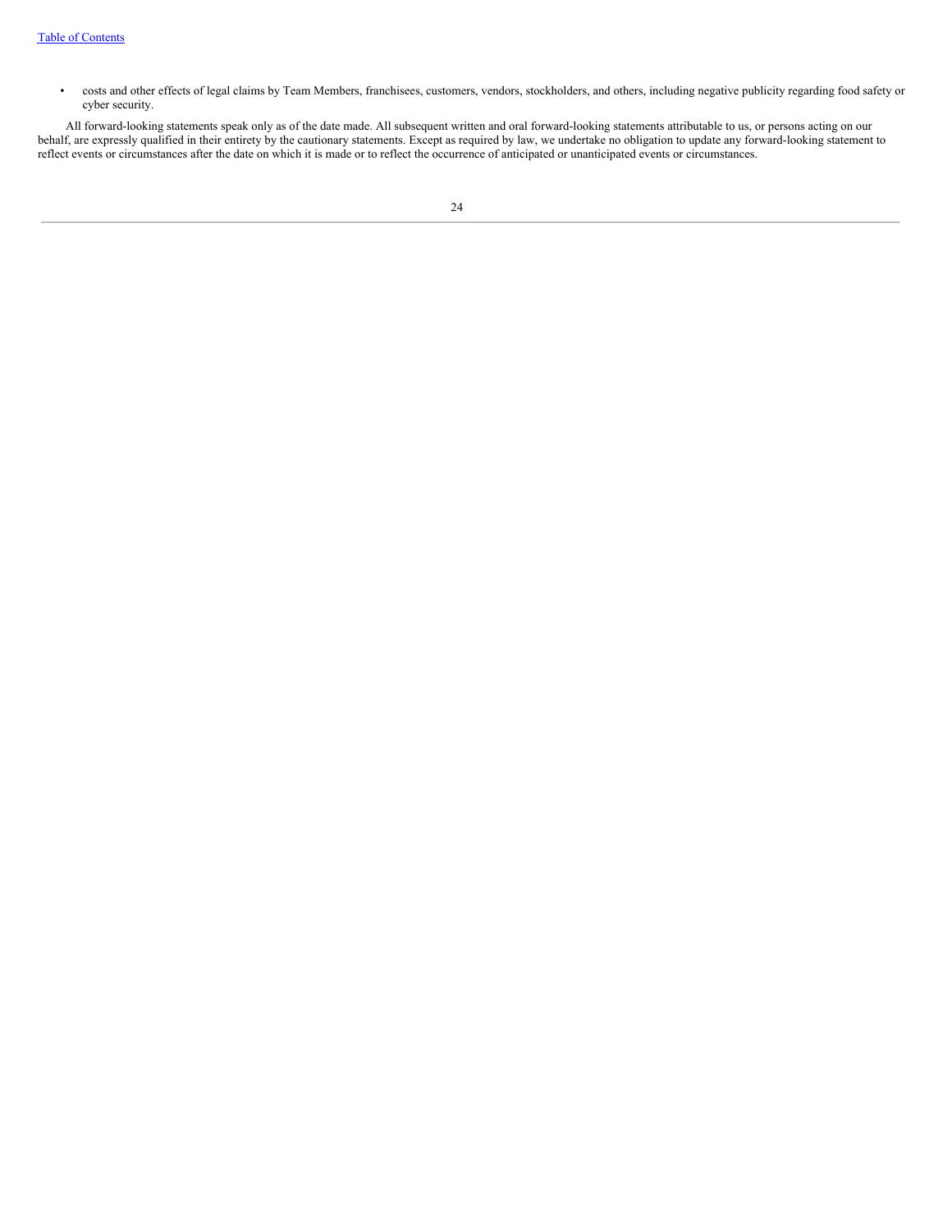- costs and other effects of legal claims by Team Members, franchisees, customers, vendors, stockholders, and others, including negative publicity regarding food safety or cyber security.

All forward-looking statements speak only as of the date made. All subsequent written and oral forward-looking statements attributable to us, or persons acting on our behalf, are expressly qualified in their entirety by the cautionary statements. Except as required by law, we undertake no obligation to update any forward-looking statement to reflect events or circumstances after the date on which it is made or to reflect the occurrence of anticipated or unanticipated events or circumstances.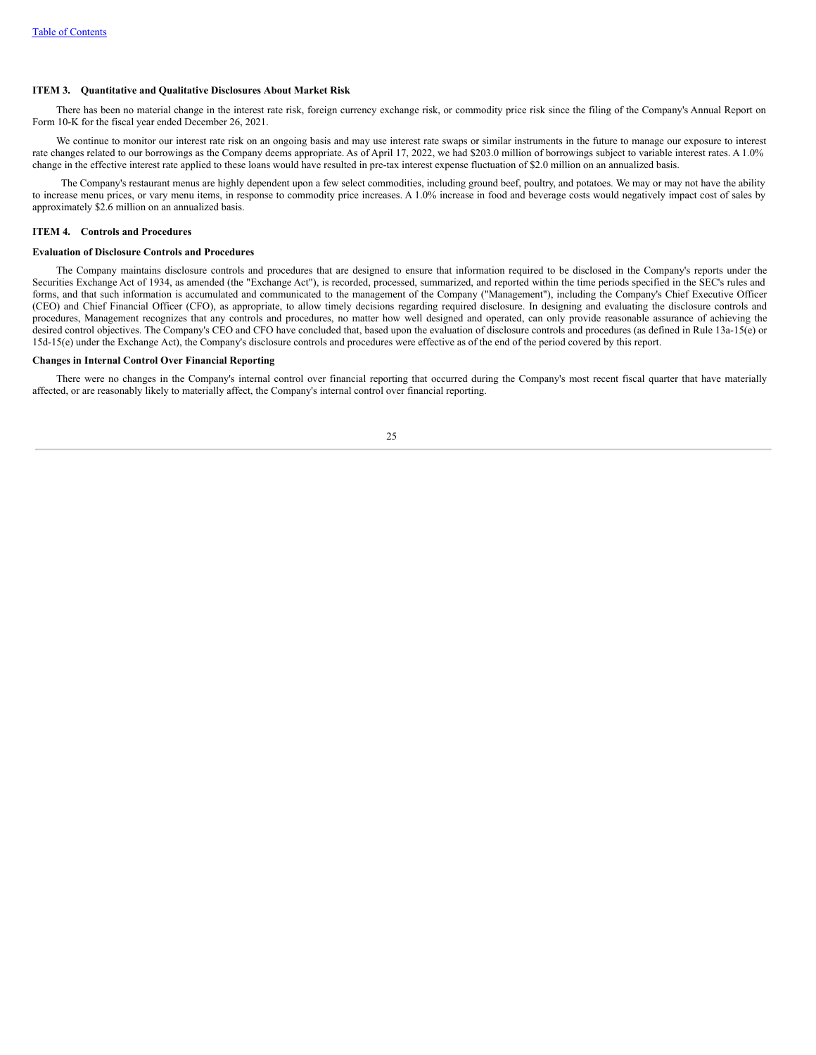**ITEM 3. Quantitative and Qualitative Disclosures About Market Risk**

There has been no material change in the interest rate risk, foreign currency exchange risk, or commodity price risk since the filing of the Company's Annual Report on Form 10-K for the fiscal year ended December 26, 2021.

We continue to monitor our interest rate risk on an ongoing basis and may use interest rate swaps or similar instruments in the future to manage our exposure to interest rate changes related to our borrowings as the Company deems appropriate. As of April 17, 2022, we had $203.0 million of borrowings subject to variable interest rates. A 1.0% change in the effective interest rate applied to these loans would have resulted in pre-tax interest expense fluctuation of $2.0 million on an annualized basis.

The Company's restaurant menus are highly dependent upon a few select commodities, including ground beef, poultry, and potatoes. We may or may not have the ability to increase menu prices, or vary menu items, in response to commodity price increases. A 1.0% increase in food and beverage costs would negatively impact cost of sales by approximately $2.6 million on an annualized basis.

**ITEM 4. Controls and Procedures**

**Evaluation of Disclosure Controls and Procedures**

The Company maintains disclosure controls and procedures that are designed to ensure that information required to be disclosed in the Company's reports under the Securities Exchange Act of 1934, as amended (the "Exchange Act"), is recorded, processed, summarized, and reported within the time periods specified in the SEC's rules and forms, and that such information is accumulated and communicated to the management of the Company ("Management"), including the Company's Chief Executive Officer (CEO) and Chief Financial Officer (CFO), as appropriate, to allow timely decisions regarding required disclosure. In designing and evaluating the disclosure controls and procedures, Management recognizes that any controls and procedures, no matter how well designed and operated, can only provide reasonable assurance of achieving the desired control objectives. The Company's CEO and CFO have concluded that, based upon the evaluation of disclosure controls and procedures (as defined in Rule 13a-15(e) or 15d-15(e) under the Exchange Act), the Company's disclosure controls and procedures were effective as of the end of the period covered by this report.

**Changes in Internal Control Over Financial Reporting**

There were no changes in the Company's internal control over financial reporting that occurred during the Company's most recent fiscal quarter that have materially affected, or are reasonably likely to materially affect, the Company's internal control over financial reporting.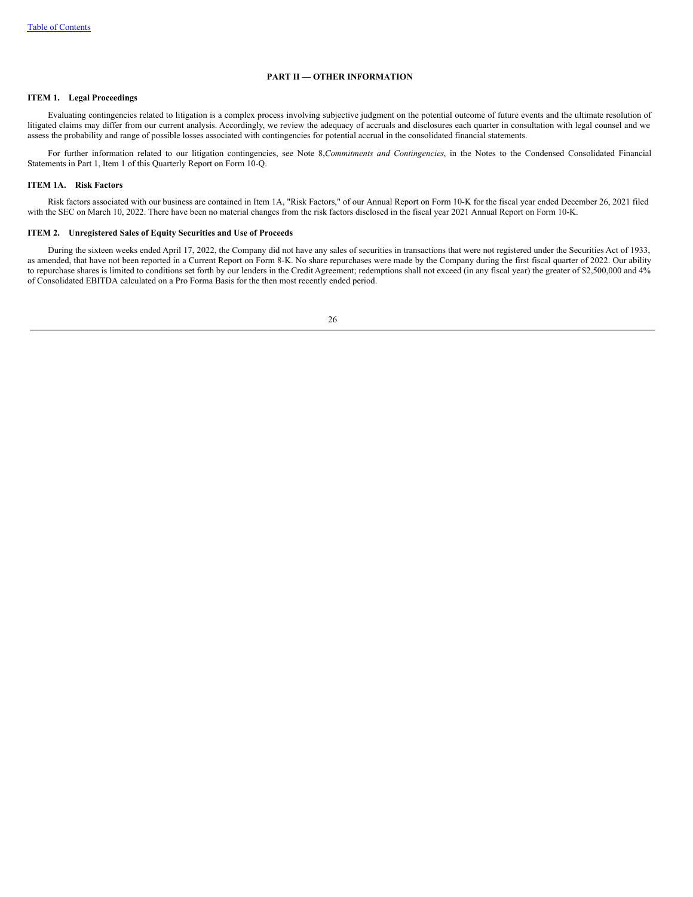## PART II — OTHER INFORMATION

### ITEM 1. Legal Proceedings

Evaluating contingencies related to litigation is a complex process involving subjective judgment on the potential outcome of future events and the ultimate resolution of litigated claims may differ from our current analysis. Accordingly, we review the adequacy of accruals and disclosures each quarter in consultation with legal counsel and we assess the probability and range of possible losses associated with contingencies for potential accrual in the consolidated financial statements.

For further information related to our litigation contingencies, see Note 8, *Commitments and Contingencies*, in the Notes to the Condensed Consolidated Financial Statements in Part 1, Item 1 of this Quarterly Report on Form 10-Q.

### ITEM 1A. Risk Factors

Risk factors associated with our business are contained in Item 1A, "Risk Factors," of our Annual Report on Form 10-K for the fiscal year ended December 26, 2021 filed with the SEC on March 10, 2022. There have been no material changes from the risk factors disclosed in the fiscal year 2021 Annual Report on Form 10-K.

### ITEM 2. Unregistered Sales of Equity Securities and Use of Proceeds

During the sixteen weeks ended April 17, 2022, the Company did not have any sales of securities in transactions that were not registered under the Securities Act of 1933, as amended, that have not been reported in a Current Report on Form 8-K. No share repurchases were made by the Company during the first fiscal quarter of 2022. Our ability to repurchase shares is limited to conditions set forth by our lenders in the Credit Agreement; redemptions shall not exceed (in any fiscal year) the greater of $2,500,000 and 4% of Consolidated EBITDA calculated on a Pro Forma Basis for the then most recently ended period.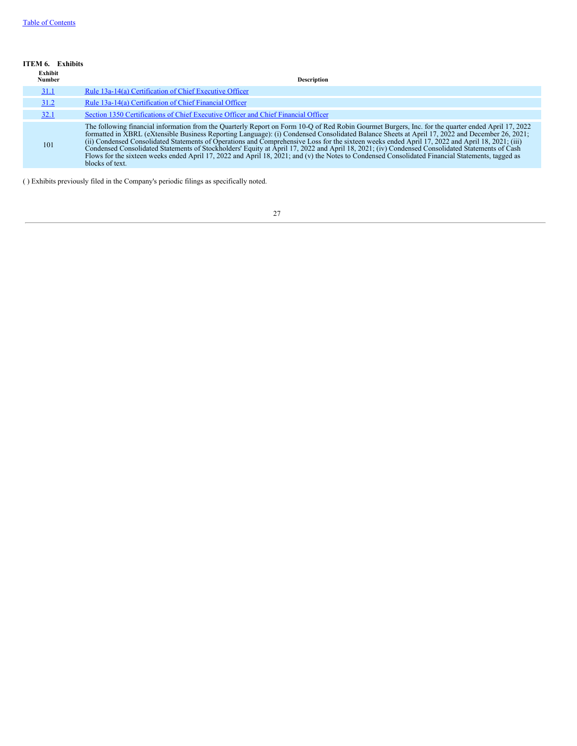## ITEM 6. Exhibits

| Exhibit Number | Description |
|---|---|
| 31.1 | Rule 13a-14(a) Certification of Chief Executive Officer |
| 31.2 | Rule 13a-14(a) Certification of Chief Financial Officer |
| 32.1 | Section 1350 Certifications of Chief Executive Officer and Chief Financial Officer |
| 101 | The following financial information from the Quarterly Report on Form 10-Q of Red Robin Gourmet Burgers, Inc. for the quarter ended April 17, 2022 formatted in XBRL (eXtensible Business Reporting Language): (i) Condensed Consolidated Balance Sheets at April 17, 2022 and December 26, 2021; (ii) Condensed Consolidated Statements of Operations and Comprehensive Loss for the sixteen weeks ended April 17, 2022 and April 18, 2021; (iii) Condensed Consolidated Statements of Stockholders' Equity at April 17, 2022 and April 18, 2021; (iv) Condensed Consolidated Statements of Cash Flows for the sixteen weeks ended April 17, 2022 and April 18, 2021; and (v) the Notes to Condensed Consolidated Financial Statements, tagged as blocks of text. |

( ) Exhibits previously filed in the Company's periodic filings as specifically noted.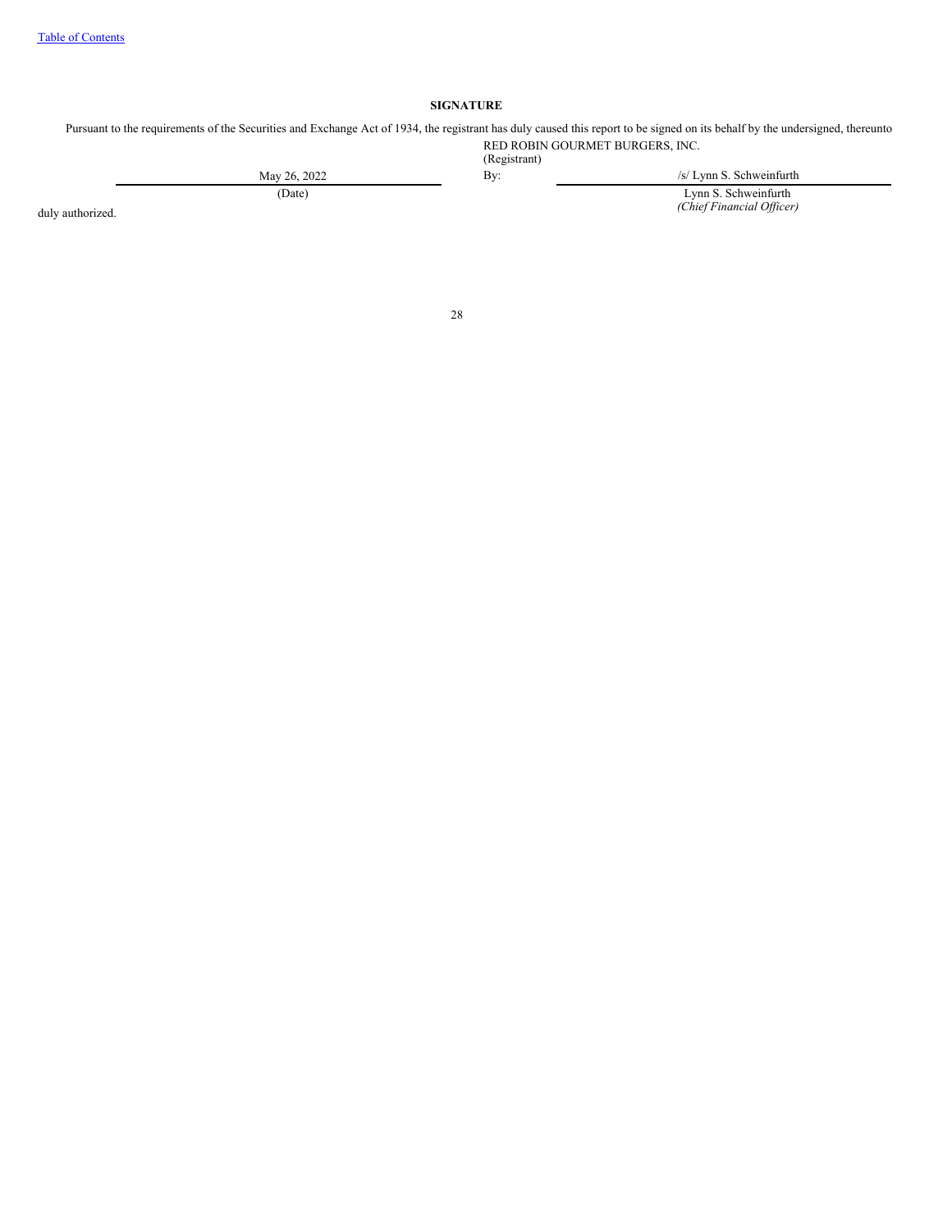## SIGNATURE

Pursuant to the requirements of the Securities and Exchange Act of 1934, the registrant has duly caused this report to be signed on its behalf by the undersigned, thereunto duly authorized.

RED ROBIN GOURMET BURGERS, INC.
(Registrant)

| | | |
|---|---|---|
| May 26, 2022 | By: | /s/ Lynn S. Schweinfurth |
| (Date) | | Lynn S. Schweinfurth<br>*(Chief Financial Officer)* |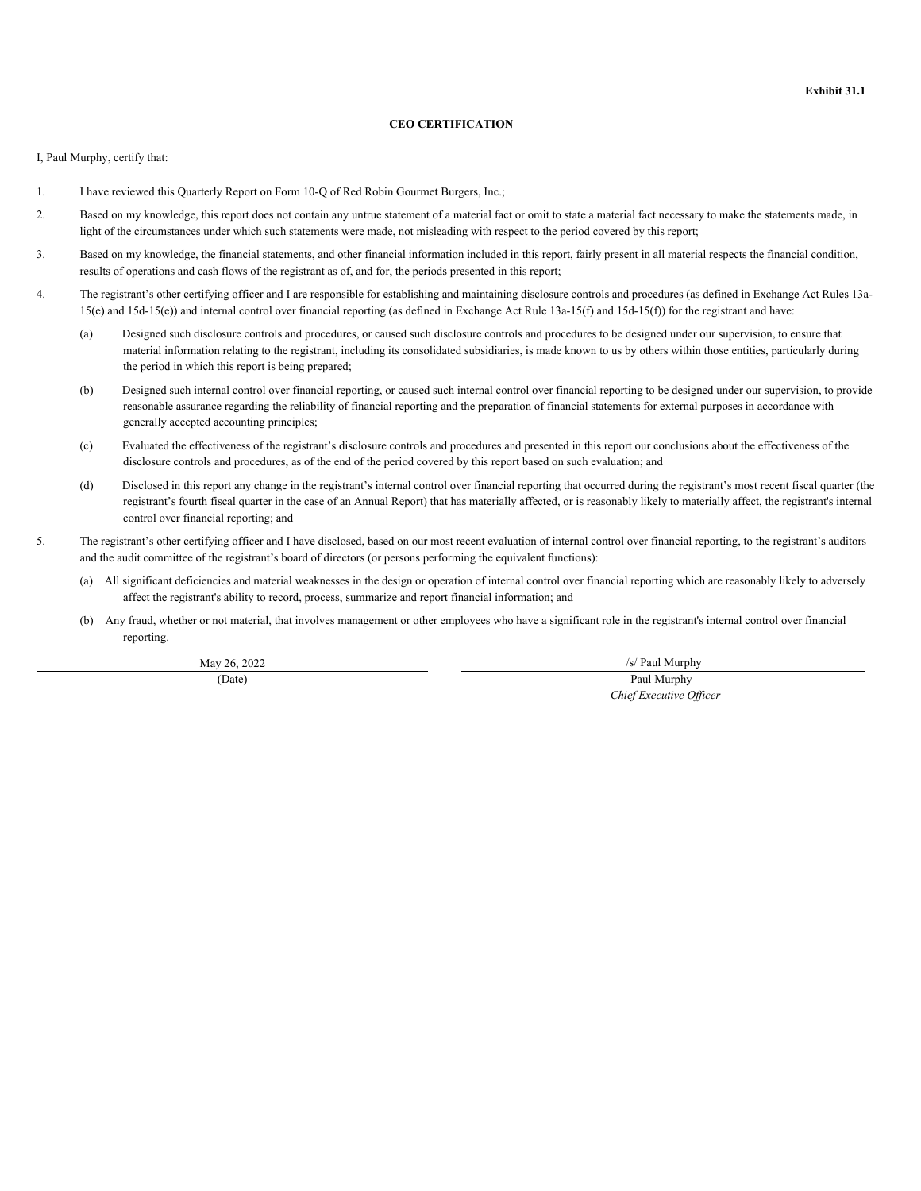**Exhibit 31.1**

**CEO CERTIFICATION**

I, Paul Murphy, certify that:

1. I have reviewed this Quarterly Report on Form 10-Q of Red Robin Gourmet Burgers, Inc.;

2. Based on my knowledge, this report does not contain any untrue statement of a material fact or omit to state a material fact necessary to make the statements made, in light of the circumstances under which such statements were made, not misleading with respect to the period covered by this report;

3. Based on my knowledge, the financial statements, and other financial information included in this report, fairly present in all material respects the financial condition, results of operations and cash flows of the registrant as of, and for, the periods presented in this report;

4. The registrant's other certifying officer and I are responsible for establishing and maintaining disclosure controls and procedures (as defined in Exchange Act Rules 13a-15(e) and 15d-15(e)) and internal control over financial reporting (as defined in Exchange Act Rule 13a-15(f) and 15d-15(f)) for the registrant and have:

   (a) Designed such disclosure controls and procedures, or caused such disclosure controls and procedures to be designed under our supervision, to ensure that material information relating to the registrant, including its consolidated subsidiaries, is made known to us by others within those entities, particularly during the period in which this report is being prepared;

   (b) Designed such internal control over financial reporting, or caused such internal control over financial reporting to be designed under our supervision, to provide reasonable assurance regarding the reliability of financial reporting and the preparation of financial statements for external purposes in accordance with generally accepted accounting principles;

   (c) Evaluated the effectiveness of the registrant's disclosure controls and procedures and presented in this report our conclusions about the effectiveness of the disclosure controls and procedures, as of the end of the period covered by this report based on such evaluation; and

   (d) Disclosed in this report any change in the registrant's internal control over financial reporting that occurred during the registrant's most recent fiscal quarter (the registrant's fourth fiscal quarter in the case of an Annual Report) that has materially affected, or is reasonably likely to materially affect, the registrant's internal control over financial reporting; and

5. The registrant's other certifying officer and I have disclosed, based on our most recent evaluation of internal control over financial reporting, to the registrant's auditors and the audit committee of the registrant's board of directors (or persons performing the equivalent functions):

   (a) All significant deficiencies and material weaknesses in the design or operation of internal control over financial reporting which are reasonably likely to adversely affect the registrant's ability to record, process, summarize and report financial information; and

   (b) Any fraud, whether or not material, that involves management or other employees who have a significant role in the registrant's internal control over financial reporting.

| May 26, 2022 | /s/ Paul Murphy |
|---|---|
| (Date) | Paul Murphy<br>*Chief Executive Officer* |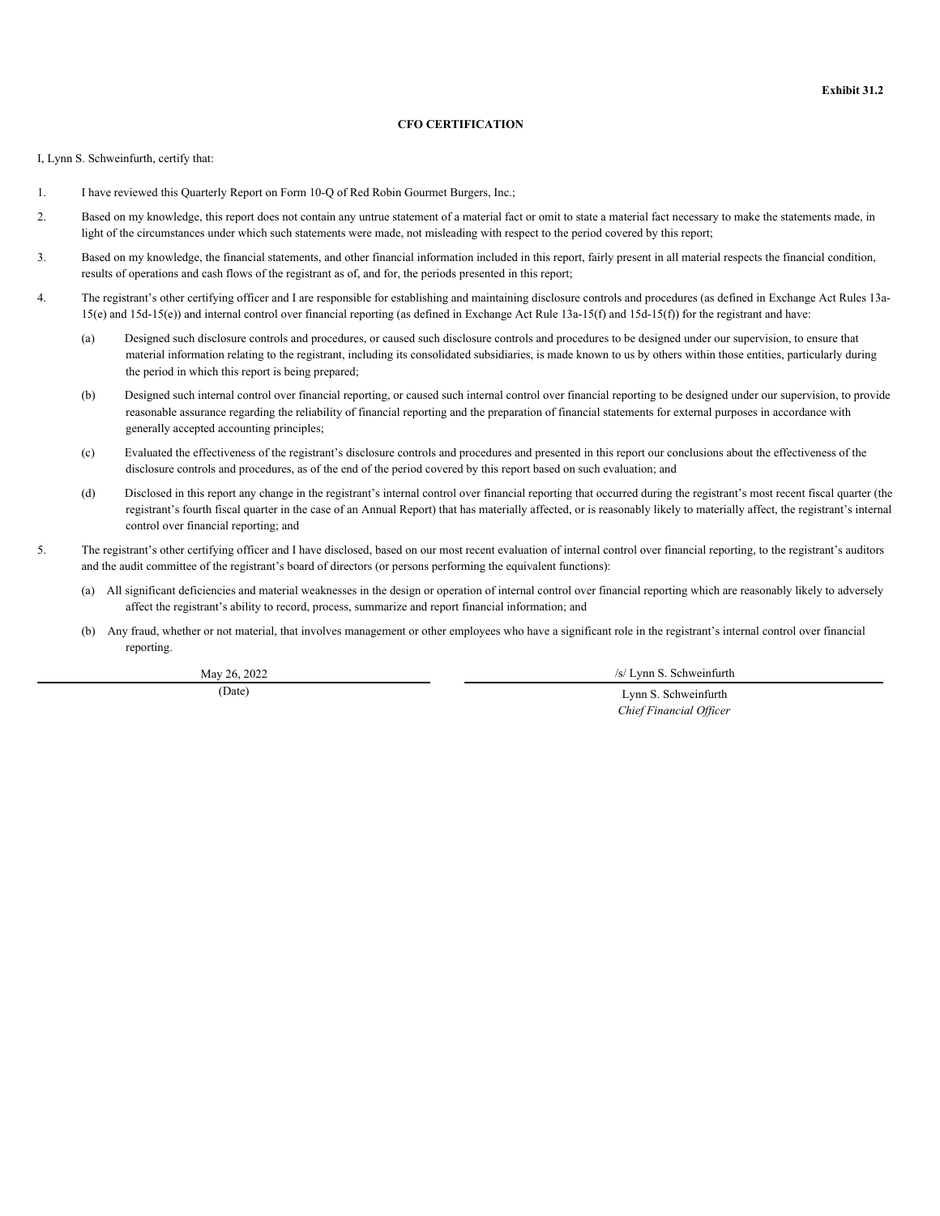**Exhibit 31.2**

**CFO CERTIFICATION**

I, Lynn S. Schweinfurth, certify that:

1. I have reviewed this Quarterly Report on Form 10-Q of Red Robin Gourmet Burgers, Inc.;

2. Based on my knowledge, this report does not contain any untrue statement of a material fact or omit to state a material fact necessary to make the statements made, in light of the circumstances under which such statements were made, not misleading with respect to the period covered by this report;

3. Based on my knowledge, the financial statements, and other financial information included in this report, fairly present in all material respects the financial condition, results of operations and cash flows of the registrant as of, and for, the periods presented in this report;

4. The registrant's other certifying officer and I are responsible for establishing and maintaining disclosure controls and procedures (as defined in Exchange Act Rules 13a-15(e) and 15d-15(e)) and internal control over financial reporting (as defined in Exchange Act Rule 13a-15(f) and 15d-15(f)) for the registrant and have:

   (a) Designed such disclosure controls and procedures, or caused such disclosure controls and procedures to be designed under our supervision, to ensure that material information relating to the registrant, including its consolidated subsidiaries, is made known to us by others within those entities, particularly during the period in which this report is being prepared;

   (b) Designed such internal control over financial reporting, or caused such internal control over financial reporting to be designed under our supervision, to provide reasonable assurance regarding the reliability of financial reporting and the preparation of financial statements for external purposes in accordance with generally accepted accounting principles;

   (c) Evaluated the effectiveness of the registrant's disclosure controls and procedures and presented in this report our conclusions about the effectiveness of the disclosure controls and procedures, as of the end of the period covered by this report based on such evaluation; and

   (d) Disclosed in this report any change in the registrant's internal control over financial reporting that occurred during the registrant's most recent fiscal quarter (the registrant's fourth fiscal quarter in the case of an Annual Report) that has materially affected, or is reasonably likely to materially affect, the registrant's internal control over financial reporting; and

5. The registrant's other certifying officer and I have disclosed, based on our most recent evaluation of internal control over financial reporting, to the registrant's auditors and the audit committee of the registrant's board of directors (or persons performing the equivalent functions):

   (a) All significant deficiencies and material weaknesses in the design or operation of internal control over financial reporting which are reasonably likely to adversely affect the registrant's ability to record, process, summarize and report financial information; and

   (b) Any fraud, whether or not material, that involves management or other employees who have a significant role in the registrant's internal control over financial reporting.

| May 26, 2022 | /s/ Lynn S. Schweinfurth |
|---|---|
| (Date) | Lynn S. Schweinfurth<br>*Chief Financial Officer* |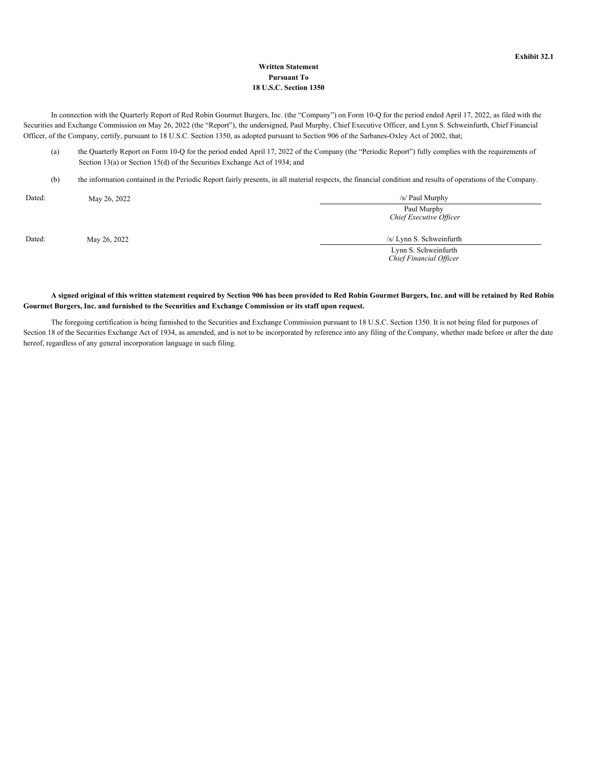**Exhibit 32.1**

**Written Statement**
**Pursuant To**
**18 U.S.C. Section 1350**

In connection with the Quarterly Report of Red Robin Gourmet Burgers, Inc. (the "Company") on Form 10-Q for the period ended April 17, 2022, as filed with the Securities and Exchange Commission on May 26, 2022 (the "Report"), the undersigned, Paul Murphy, Chief Executive Officer, and Lynn S. Schweinfurth, Chief Financial Officer, of the Company, certify, pursuant to 18 U.S.C. Section 1350, as adopted pursuant to Section 906 of the Sarbanes-Oxley Act of 2002, that;

(a) the Quarterly Report on Form 10-Q for the period ended April 17, 2022 of the Company (the "Periodic Report") fully complies with the requirements of Section 13(a) or Section 15(d) of the Securities Exchange Act of 1934; and

(b) the information contained in the Periodic Report fairly presents, in all material respects, the financial condition and results of operations of the Company.

| | | |
|---|---|---|
| Dated: | May 26, 2022 | /s/ Paul Murphy<br>Paul Murphy<br>*Chief Executive Officer* |
| Dated: | May 26, 2022 | /s/ Lynn S. Schweinfurth<br>Lynn S. Schweinfurth<br>*Chief Financial Officer* |

**A signed original of this written statement required by Section 906 has been provided to Red Robin Gourmet Burgers, Inc. and will be retained by Red Robin Gourmet Burgers, Inc. and furnished to the Securities and Exchange Commission or its staff upon request.**

The foregoing certification is being furnished to the Securities and Exchange Commission pursuant to 18 U.S.C. Section 1350. It is not being filed for purposes of Section 18 of the Securities Exchange Act of 1934, as amended, and is not to be incorporated by reference into any filing of the Company, whether made before or after the date hereof, regardless of any general incorporation language in such filing.